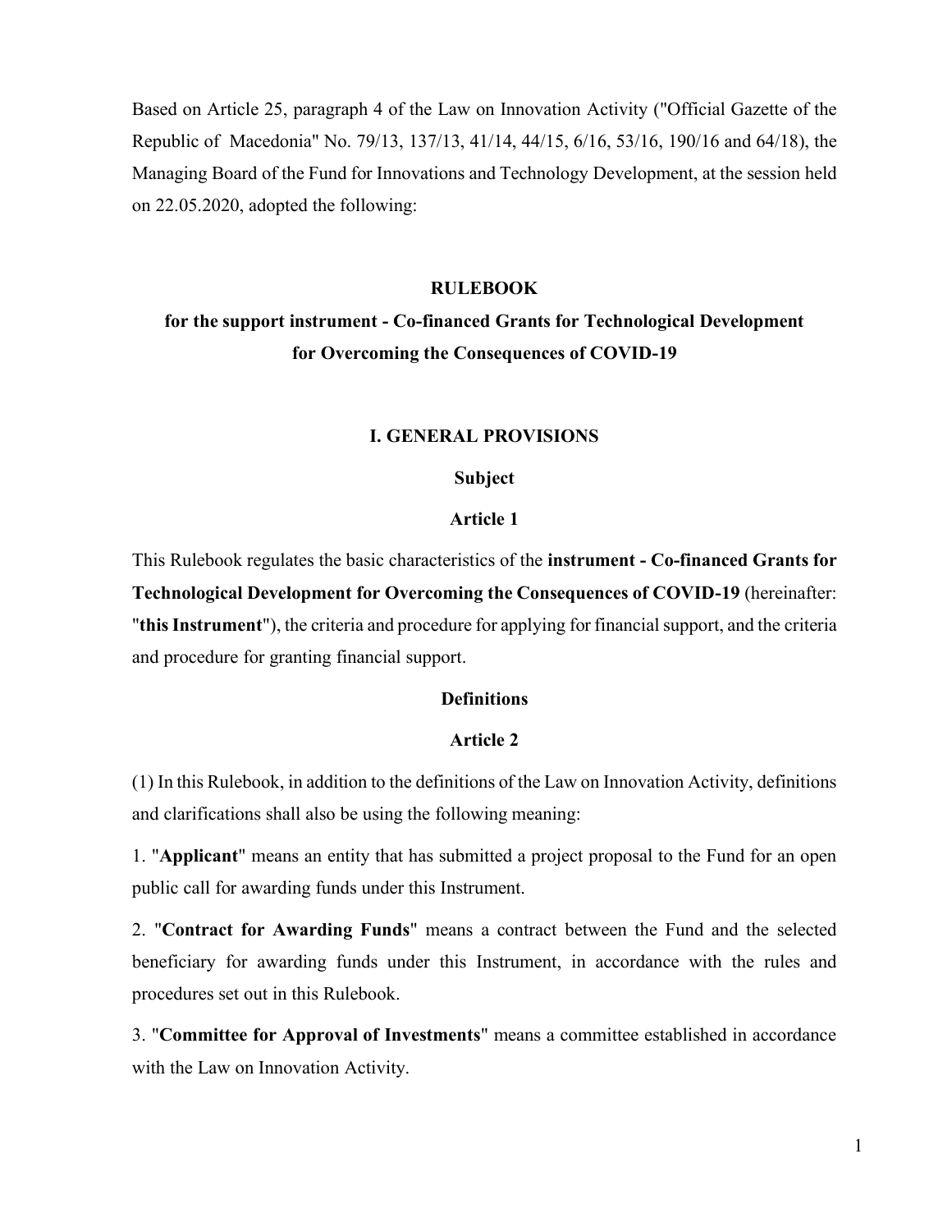Based on Article 25, paragraph 4 of the Law on Innovation Activity ("Official Gazette of the Republic of Macedonia" No. 79/13, 137/13, 41/14, 44/15, 6/16, 53/16, 190/16 and 64/18), the Managing Board of the Fund for Innovations and Technology Development, at the session held on 22.05.2020, adopted the following:

# RULEBOOK
# for the support instrument - Co-financed Grants for Technological Development for Overcoming the Consequences of COVID-19

## I. GENERAL PROVISIONS

### Subject

### Article 1

This Rulebook regulates the basic characteristics of the **instrument - Co-financed Grants for Technological Development for Overcoming the Consequences of COVID-19** (hereinafter: "**this Instrument**"), the criteria and procedure for applying for financial support, and the criteria and procedure for granting financial support.

### Definitions

### Article 2

(1) In this Rulebook, in addition to the definitions of the Law on Innovation Activity, definitions and clarifications shall also be using the following meaning:

1. "**Applicant**" means an entity that has submitted a project proposal to the Fund for an open public call for awarding funds under this Instrument.

2. "**Contract for Awarding Funds**" means a contract between the Fund and the selected beneficiary for awarding funds under this Instrument, in accordance with the rules and procedures set out in this Rulebook.

3. "**Committee for Approval of Investments**" means a committee established in accordance with the Law on Innovation Activity.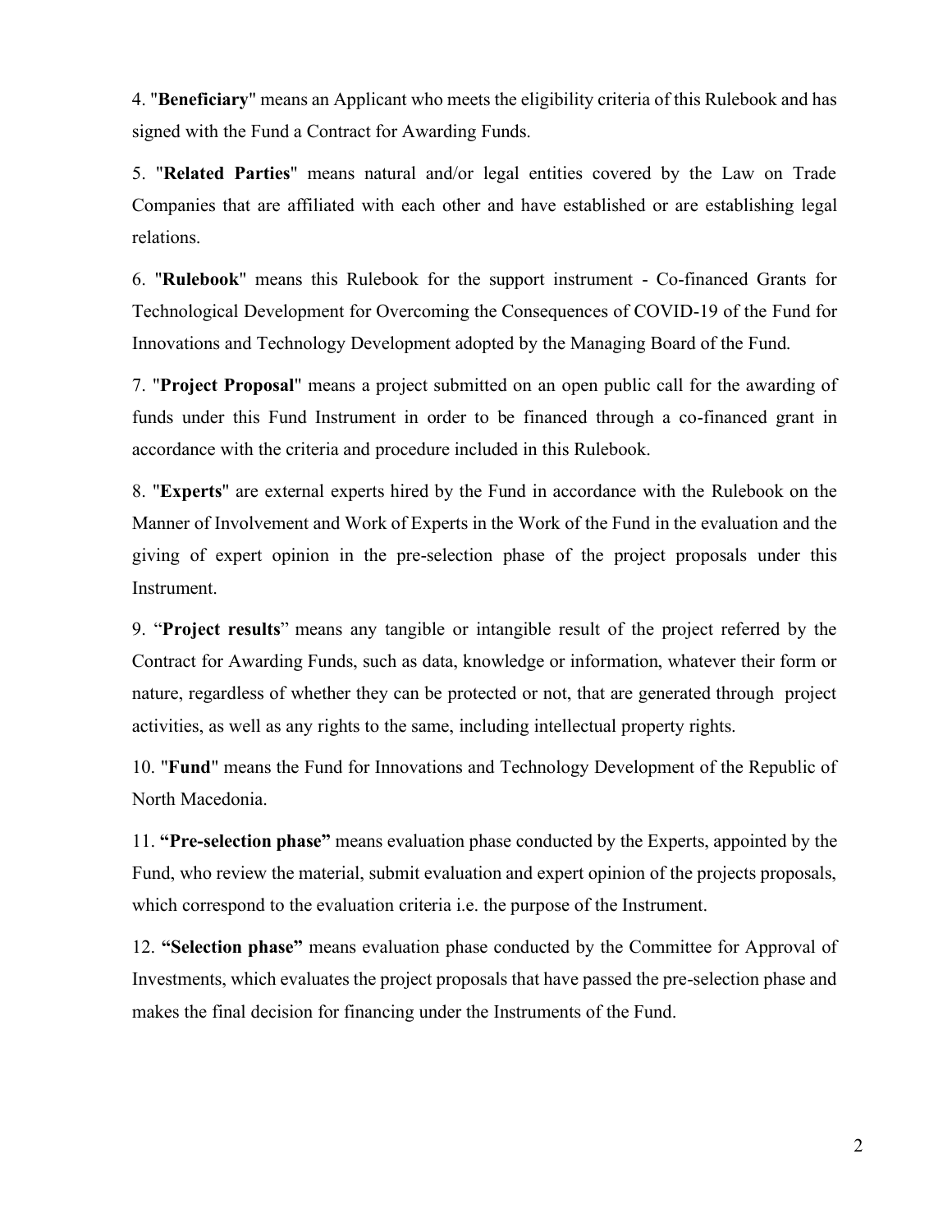4. "**Beneficiary**" means an Applicant who meets the eligibility criteria of this Rulebook and has signed with the Fund a Contract for Awarding Funds.

5. "**Related Parties**" means natural and/or legal entities covered by the Law on Trade Companies that are affiliated with each other and have established or are establishing legal relations.

6. "**Rulebook**" means this Rulebook for the support instrument - Co-financed Grants for Technological Development for Overcoming the Consequences of COVID-19 of the Fund for Innovations and Technology Development adopted by the Managing Board of the Fund.

7. "**Project Proposal**" means a project submitted on an open public call for the awarding of funds under this Fund Instrument in order to be financed through a co-financed grant in accordance with the criteria and procedure included in this Rulebook.

8. "**Experts**" are external experts hired by the Fund in accordance with the Rulebook on the Manner of Involvement and Work of Experts in the Work of the Fund in the evaluation and the giving of expert opinion in the pre-selection phase of the project proposals under this Instrument.

9. "**Project results**" means any tangible or intangible result of the project referred by the Contract for Awarding Funds, such as data, knowledge or information, whatever their form or nature, regardless of whether they can be protected or not, that are generated through project activities, as well as any rights to the same, including intellectual property rights.

10. "**Fund**" means the Fund for Innovations and Technology Development of the Republic of North Macedonia.

11. **"Pre-selection phase"** means evaluation phase conducted by the Experts, appointed by the Fund, who review the material, submit evaluation and expert opinion of the projects proposals, which correspond to the evaluation criteria i.e. the purpose of the Instrument.

12. **"Selection phase"** means evaluation phase conducted by the Committee for Approval of Investments, which evaluates the project proposals that have passed the pre-selection phase and makes the final decision for financing under the Instruments of the Fund.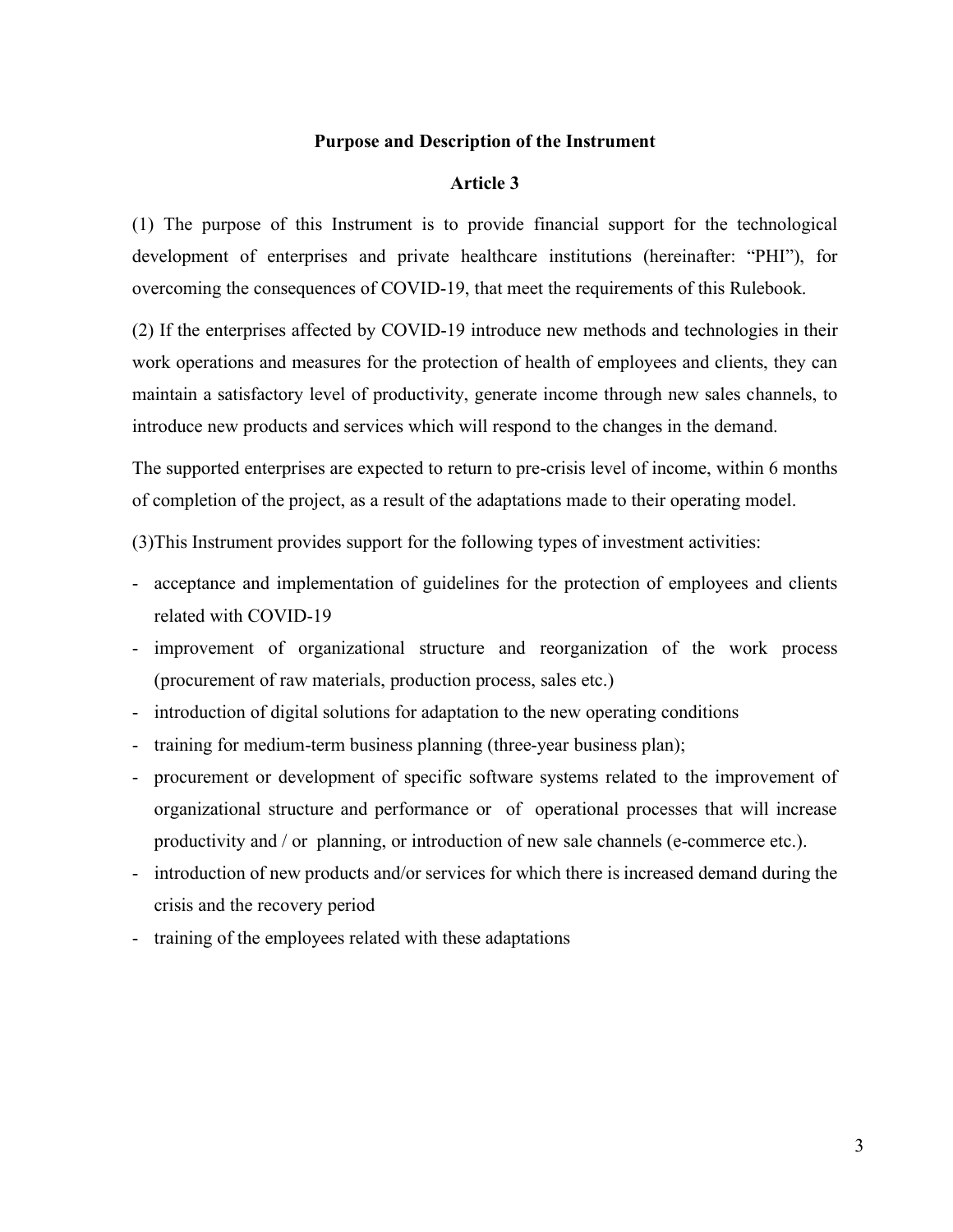## Purpose and Description of the Instrument

### Article 3

(1) The purpose of this Instrument is to provide financial support for the technological development of enterprises and private healthcare institutions (hereinafter: "PHI"), for overcoming the consequences of COVID-19, that meet the requirements of this Rulebook.

(2) If the enterprises affected by COVID-19 introduce new methods and technologies in their work operations and measures for the protection of health of employees and clients, they can maintain a satisfactory level of productivity, generate income through new sales channels, to introduce new products and services which will respond to the changes in the demand.

The supported enterprises are expected to return to pre-crisis level of income, within 6 months of completion of the project, as a result of the adaptations made to their operating model.

(3)This Instrument provides support for the following types of investment activities:

- acceptance and implementation of guidelines for the protection of employees and clients related with COVID-19
- improvement of organizational structure and reorganization of the work process (procurement of raw materials, production process, sales etc.)
- introduction of digital solutions for adaptation to the new operating conditions
- training for medium-term business planning (three-year business plan);
- procurement or development of specific software systems related to the improvement of organizational structure and performance or of operational processes that will increase productivity and / or planning, or introduction of new sale channels (e-commerce etc.).
- introduction of new products and/or services for which there is increased demand during the crisis and the recovery period
- training of the employees related with these adaptations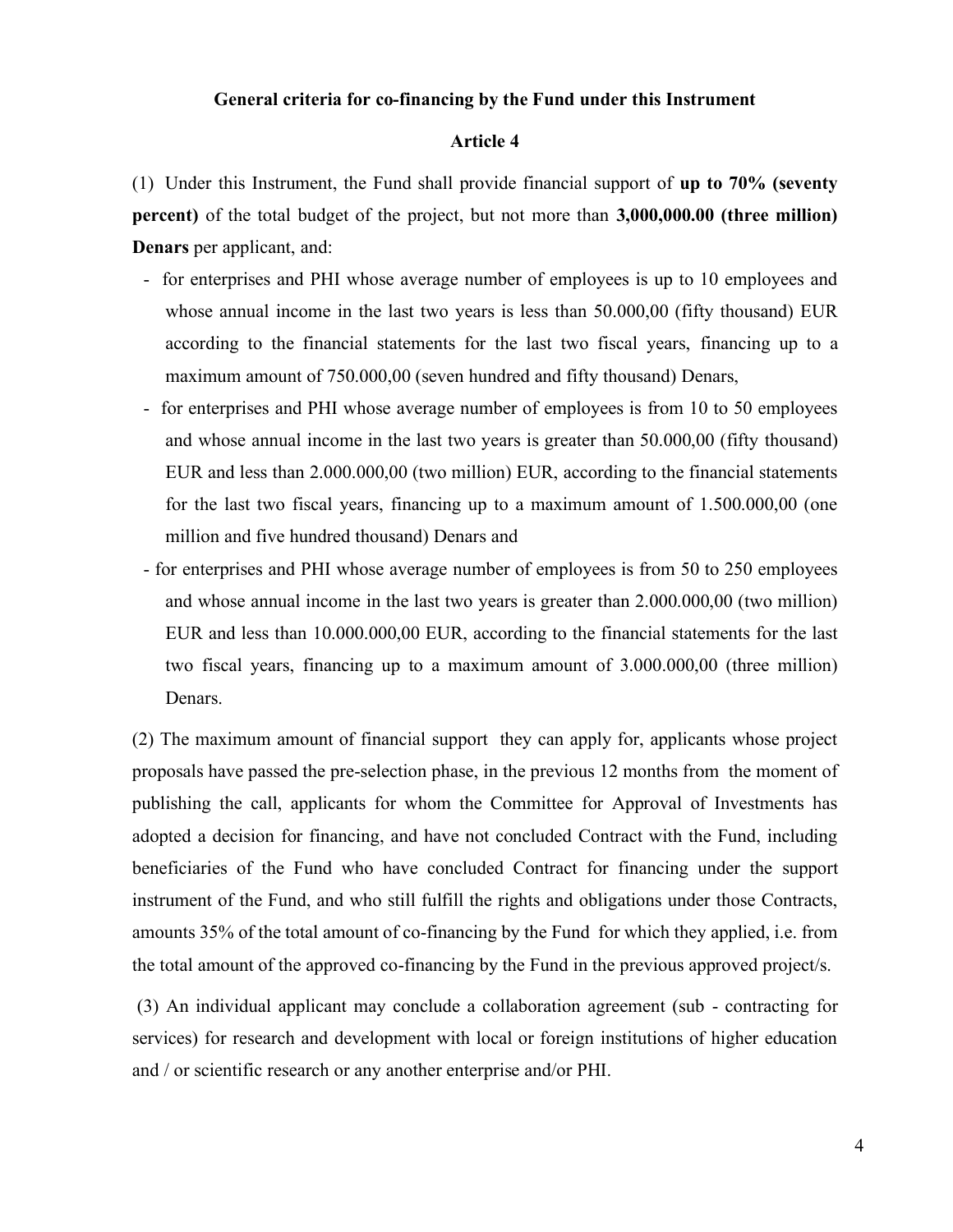**General criteria for co-financing by the Fund under this Instrument**

**Article 4**

(1) Under this Instrument, the Fund shall provide financial support of **up to 70% (seventy percent)** of the total budget of the project, but not more than **3,000,000.00 (three million) Denars** per applicant, and:

- for enterprises and PHI whose average number of employees is up to 10 employees and whose annual income in the last two years is less than 50.000,00 (fifty thousand) EUR according to the financial statements for the last two fiscal years, financing up to a maximum amount of 750.000,00 (seven hundred and fifty thousand) Denars,
- for enterprises and PHI whose average number of employees is from 10 to 50 employees and whose annual income in the last two years is greater than 50.000,00 (fifty thousand) EUR and less than 2.000.000,00 (two million) EUR, according to the financial statements for the last two fiscal years, financing up to a maximum amount of 1.500.000,00 (one million and five hundred thousand) Denars and
- for enterprises and PHI whose average number of employees is from 50 to 250 employees and whose annual income in the last two years is greater than 2.000.000,00 (two million) EUR and less than 10.000.000,00 EUR, according to the financial statements for the last two fiscal years, financing up to a maximum amount of 3.000.000,00 (three million) Denars.

(2) The maximum amount of financial support they can apply for, applicants whose project proposals have passed the pre-selection phase, in the previous 12 months from the moment of publishing the call, applicants for whom the Committee for Approval of Investments has adopted a decision for financing, and have not concluded Contract with the Fund, including beneficiaries of the Fund who have concluded Contract for financing under the support instrument of the Fund, and who still fulfill the rights and obligations under those Contracts, amounts 35% of the total amount of co-financing by the Fund for which they applied, i.e. from the total amount of the approved co-financing by the Fund in the previous approved project/s.

(3) An individual applicant may conclude a collaboration agreement (sub - contracting for services) for research and development with local or foreign institutions of higher education and / or scientific research or any another enterprise and/or PHI.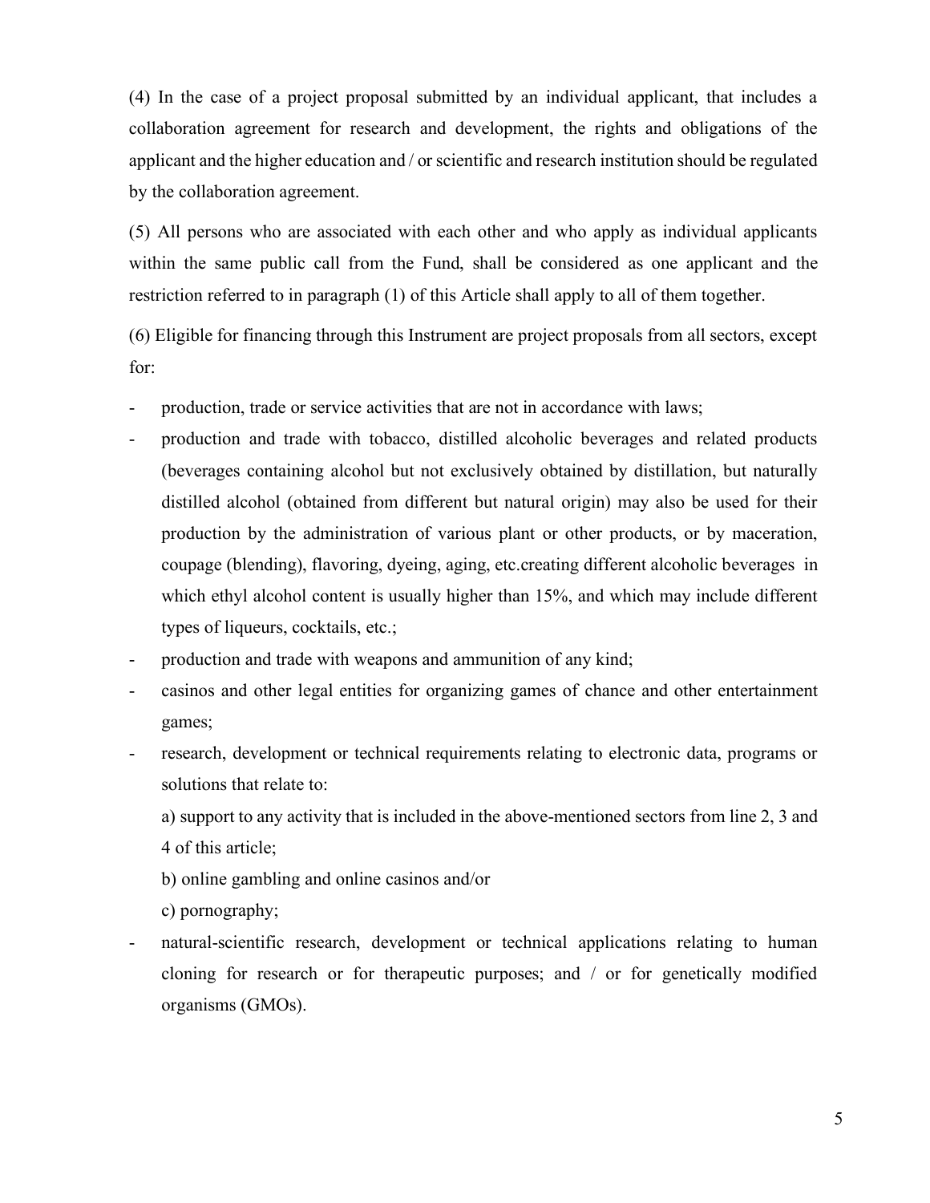(4) In the case of a project proposal submitted by an individual applicant, that includes a collaboration agreement for research and development, the rights and obligations of the applicant and the higher education and / or scientific and research institution should be regulated by the collaboration agreement.

(5) All persons who are associated with each other and who apply as individual applicants within the same public call from the Fund, shall be considered as one applicant and the restriction referred to in paragraph (1) of this Article shall apply to all of them together.

(6) Eligible for financing through this Instrument are project proposals from all sectors, except for:

- production, trade or service activities that are not in accordance with laws;
- production and trade with tobacco, distilled alcoholic beverages and related products (beverages containing alcohol but not exclusively obtained by distillation, but naturally distilled alcohol (obtained from different but natural origin) may also be used for their production by the administration of various plant or other products, or by maceration, coupage (blending), flavoring, dyeing, aging, etc.creating different alcoholic beverages in which ethyl alcohol content is usually higher than 15%, and which may include different types of liqueurs, cocktails, etc.;
- production and trade with weapons and ammunition of any kind;
- casinos and other legal entities for organizing games of chance and other entertainment games;
- research, development or technical requirements relating to electronic data, programs or solutions that relate to:

  a) support to any activity that is included in the above-mentioned sectors from line 2, 3 and 4 of this article;

  b) online gambling and online casinos and/or

  c) pornography;
- natural-scientific research, development or technical applications relating to human cloning for research or for therapeutic purposes; and / or for genetically modified organisms (GMOs).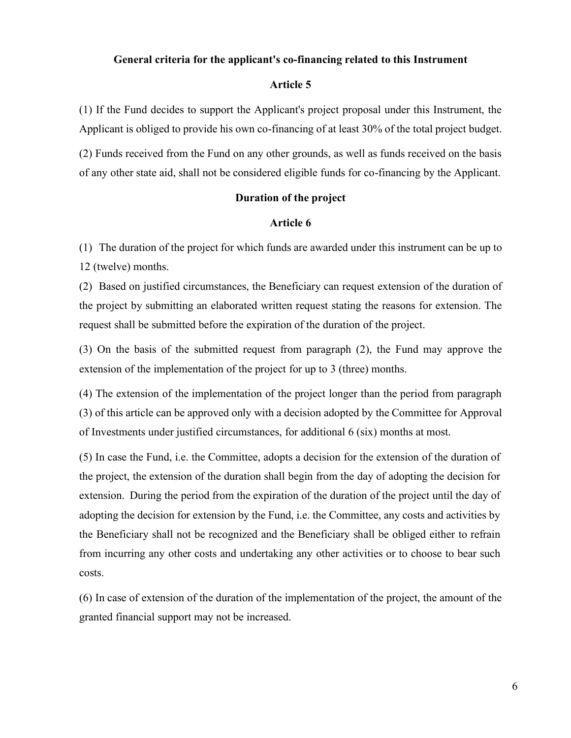**General criteria for the applicant's co-financing related to this Instrument**

**Article 5**

(1) If the Fund decides to support the Applicant's project proposal under this Instrument, the Applicant is obliged to provide his own co-financing of at least 30% of the total project budget.

(2) Funds received from the Fund on any other grounds, as well as funds received on the basis of any other state aid, shall not be considered eligible funds for co-financing by the Applicant.

**Duration of the project**

**Article 6**

(1) The duration of the project for which funds are awarded under this instrument can be up to 12 (twelve) months.

(2) Based on justified circumstances, the Beneficiary can request extension of the duration of the project by submitting an elaborated written request stating the reasons for extension. The request shall be submitted before the expiration of the duration of the project.

(3) On the basis of the submitted request from paragraph (2), the Fund may approve the extension of the implementation of the project for up to 3 (three) months.

(4) The extension of the implementation of the project longer than the period from paragraph (3) of this article can be approved only with a decision adopted by the Committee for Approval of Investments under justified circumstances, for additional 6 (six) months at most.

(5) In case the Fund, i.e. the Committee, adopts a decision for the extension of the duration of the project, the extension of the duration shall begin from the day of adopting the decision for extension. During the period from the expiration of the duration of the project until the day of adopting the decision for extension by the Fund, i.e. the Committee, any costs and activities by the Beneficiary shall not be recognized and the Beneficiary shall be obliged either to refrain from incurring any other costs and undertaking any other activities or to choose to bear such costs.

(6) In case of extension of the duration of the implementation of the project, the amount of the granted financial support may not be increased.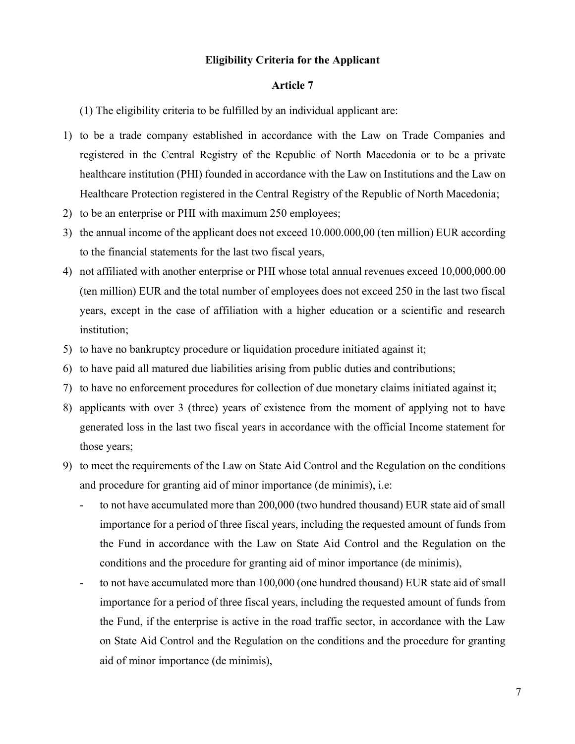**Eligibility Criteria for the Applicant**

**Article 7**

(1) The eligibility criteria to be fulfilled by an individual applicant are:

1) to be a trade company established in accordance with the Law on Trade Companies and registered in the Central Registry of the Republic of North Macedonia or to be a private healthcare institution (PHI) founded in accordance with the Law on Institutions and the Law on Healthcare Protection registered in the Central Registry of the Republic of North Macedonia;
2) to be an enterprise or PHI with maximum 250 employees;
3) the annual income of the applicant does not exceed 10.000.000,00 (ten million) EUR according to the financial statements for the last two fiscal years,
4) not affiliated with another enterprise or PHI whose total annual revenues exceed 10,000,000.00 (ten million) EUR and the total number of employees does not exceed 250 in the last two fiscal years, except in the case of affiliation with a higher education or a scientific and research institution;
5) to have no bankruptcy procedure or liquidation procedure initiated against it;
6) to have paid all matured due liabilities arising from public duties and contributions;
7) to have no enforcement procedures for collection of due monetary claims initiated against it;
8) applicants with over 3 (three) years of existence from the moment of applying not to have generated loss in the last two fiscal years in accordance with the official Income statement for those years;
9) to meet the requirements of the Law on State Aid Control and the Regulation on the conditions and procedure for granting aid of minor importance (de minimis), i.e:
   - to not have accumulated more than 200,000 (two hundred thousand) EUR state aid of small importance for a period of three fiscal years, including the requested amount of funds from the Fund in accordance with the Law on State Aid Control and the Regulation on the conditions and the procedure for granting aid of minor importance (de minimis),
   - to not have accumulated more than 100,000 (one hundred thousand) EUR state aid of small importance for a period of three fiscal years, including the requested amount of funds from the Fund, if the enterprise is active in the road traffic sector, in accordance with the Law on State Aid Control and the Regulation on the conditions and the procedure for granting aid of minor importance (de minimis),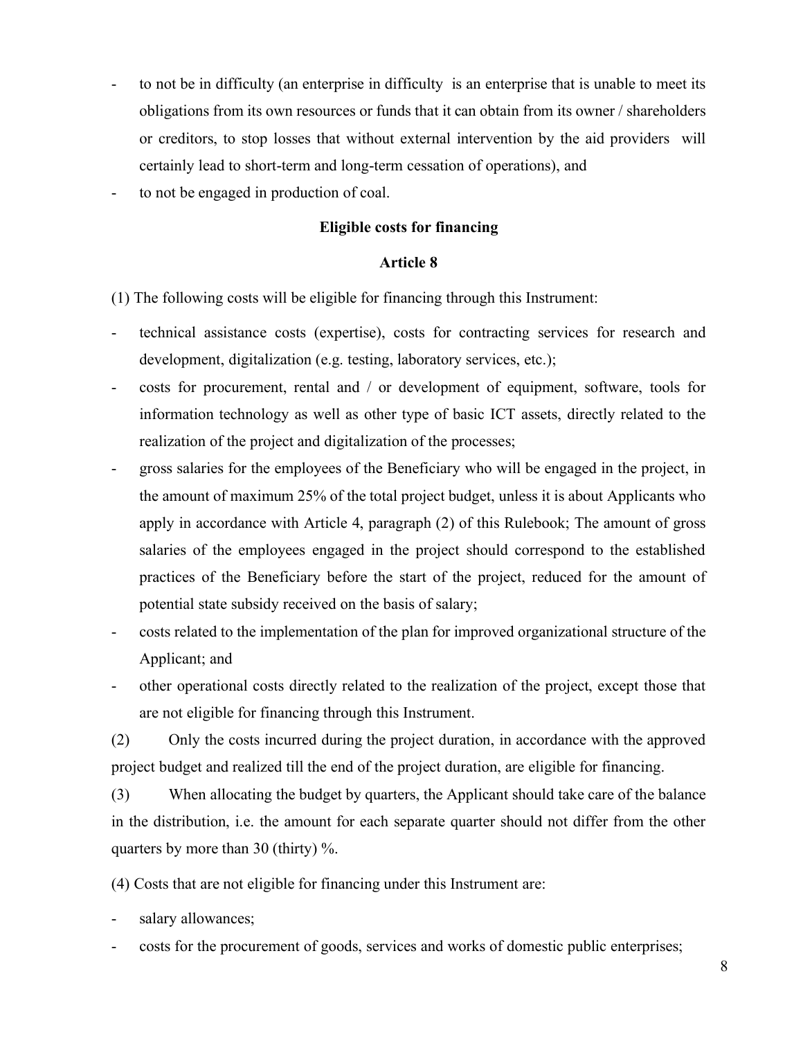- to not be in difficulty (an enterprise in difficulty is an enterprise that is unable to meet its obligations from its own resources or funds that it can obtain from its owner / shareholders or creditors, to stop losses that without external intervention by the aid providers will certainly lead to short-term and long-term cessation of operations), and
- to not be engaged in production of coal.

**Eligible costs for financing**

**Article 8**

(1) The following costs will be eligible for financing through this Instrument:

- technical assistance costs (expertise), costs for contracting services for research and development, digitalization (e.g. testing, laboratory services, etc.);
- costs for procurement, rental and / or development of equipment, software, tools for information technology as well as other type of basic ICT assets, directly related to the realization of the project and digitalization of the processes;
- gross salaries for the employees of the Beneficiary who will be engaged in the project, in the amount of maximum 25% of the total project budget, unless it is about Applicants who apply in accordance with Article 4, paragraph (2) of this Rulebook; The amount of gross salaries of the employees engaged in the project should correspond to the established practices of the Beneficiary before the start of the project, reduced for the amount of potential state subsidy received on the basis of salary;
- costs related to the implementation of the plan for improved organizational structure of the Applicant; and
- other operational costs directly related to the realization of the project, except those that are not eligible for financing through this Instrument.

(2) Only the costs incurred during the project duration, in accordance with the approved project budget and realized till the end of the project duration, are eligible for financing.

(3) When allocating the budget by quarters, the Applicant should take care of the balance in the distribution, i.e. the amount for each separate quarter should not differ from the other quarters by more than 30 (thirty) %.

(4) Costs that are not eligible for financing under this Instrument are:

- salary allowances;
- costs for the procurement of goods, services and works of domestic public enterprises;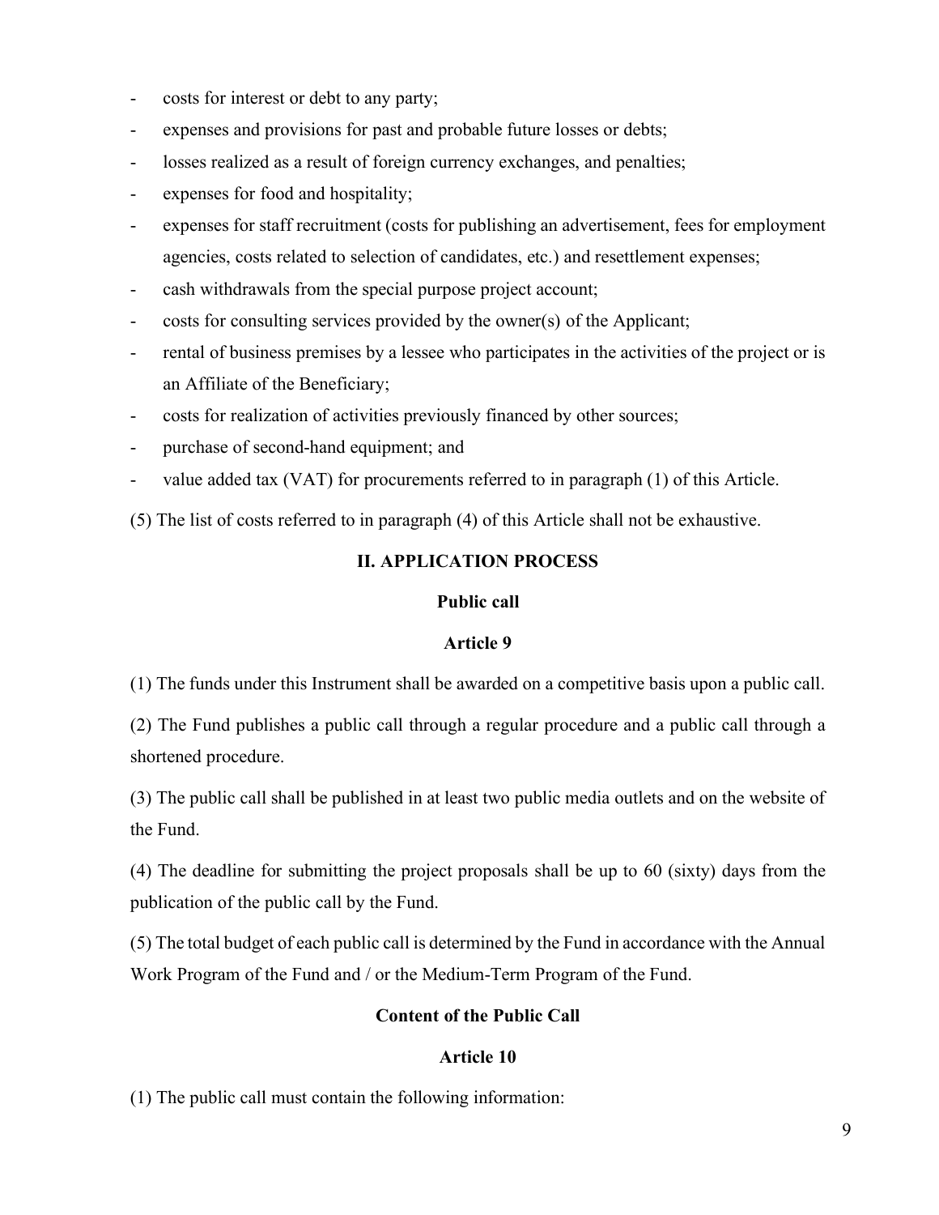- costs for interest or debt to any party;
- expenses and provisions for past and probable future losses or debts;
- losses realized as a result of foreign currency exchanges, and penalties;
- expenses for food and hospitality;
- expenses for staff recruitment (costs for publishing an advertisement, fees for employment agencies, costs related to selection of candidates, etc.) and resettlement expenses;
- cash withdrawals from the special purpose project account;
- costs for consulting services provided by the owner(s) of the Applicant;
- rental of business premises by a lessee who participates in the activities of the project or is an Affiliate of the Beneficiary;
- costs for realization of activities previously financed by other sources;
- purchase of second-hand equipment; and
- value added tax (VAT) for procurements referred to in paragraph (1) of this Article.

(5) The list of costs referred to in paragraph (4) of this Article shall not be exhaustive.

## II. APPLICATION PROCESS

### Public call

### Article 9

(1) The funds under this Instrument shall be awarded on a competitive basis upon a public call.

(2) The Fund publishes a public call through a regular procedure and a public call through a shortened procedure.

(3) The public call shall be published in at least two public media outlets and on the website of the Fund.

(4) The deadline for submitting the project proposals shall be up to 60 (sixty) days from the publication of the public call by the Fund.

(5) The total budget of each public call is determined by the Fund in accordance with the Annual Work Program of the Fund and / or the Medium-Term Program of the Fund.

### Content of the Public Call

### Article 10

(1) The public call must contain the following information: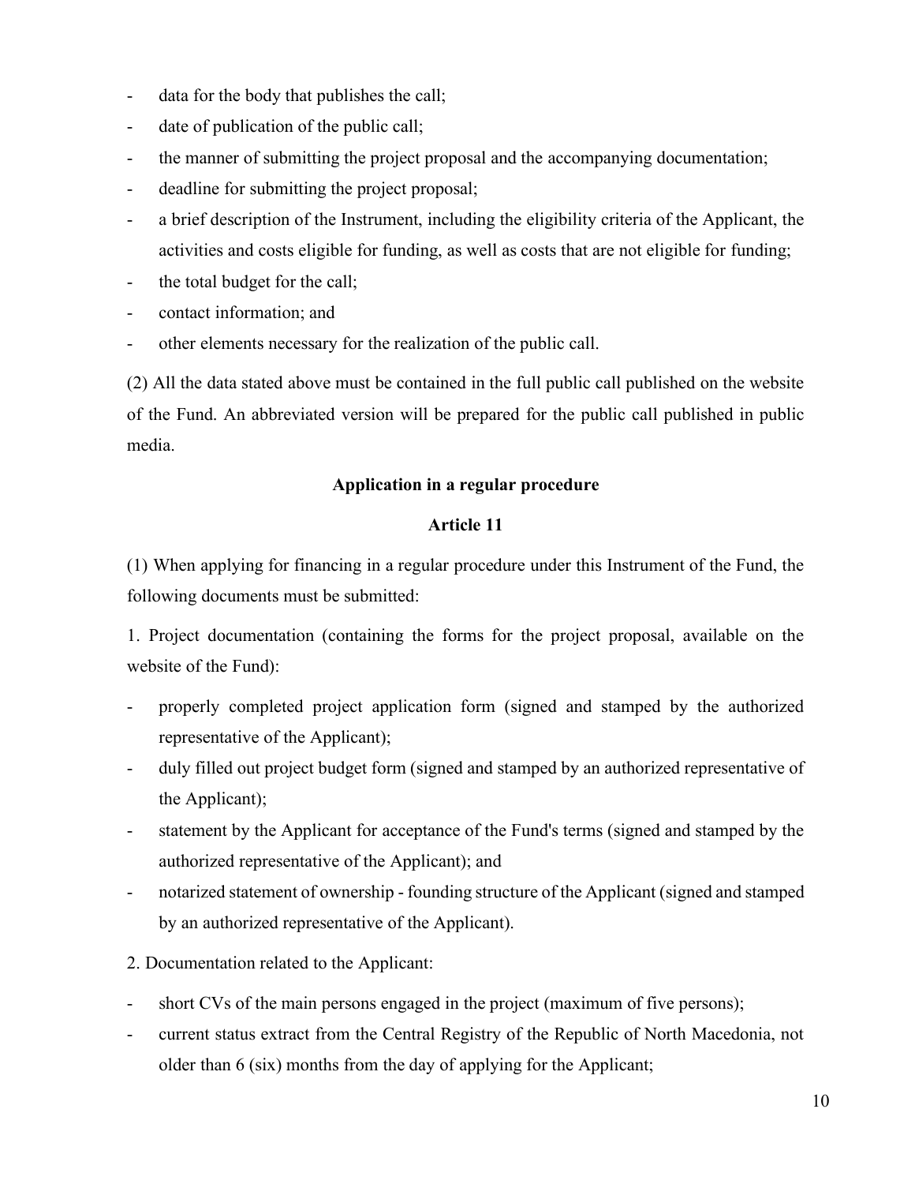- data for the body that publishes the call;
- date of publication of the public call;
- the manner of submitting the project proposal and the accompanying documentation;
- deadline for submitting the project proposal;
- a brief description of the Instrument, including the eligibility criteria of the Applicant, the activities and costs eligible for funding, as well as costs that are not eligible for funding;
- the total budget for the call;
- contact information; and
- other elements necessary for the realization of the public call.

(2) All the data stated above must be contained in the full public call published on the website of the Fund. An abbreviated version will be prepared for the public call published in public media.

**Application in a regular procedure**

**Article 11**

(1) When applying for financing in a regular procedure under this Instrument of the Fund, the following documents must be submitted:

1. Project documentation (containing the forms for the project proposal, available on the website of the Fund):

- properly completed project application form (signed and stamped by the authorized representative of the Applicant);
- duly filled out project budget form (signed and stamped by an authorized representative of the Applicant);
- statement by the Applicant for acceptance of the Fund's terms (signed and stamped by the authorized representative of the Applicant); and
- notarized statement of ownership - founding structure of the Applicant (signed and stamped by an authorized representative of the Applicant).

2. Documentation related to the Applicant:

- short CVs of the main persons engaged in the project (maximum of five persons);
- current status extract from the Central Registry of the Republic of North Macedonia, not older than 6 (six) months from the day of applying for the Applicant;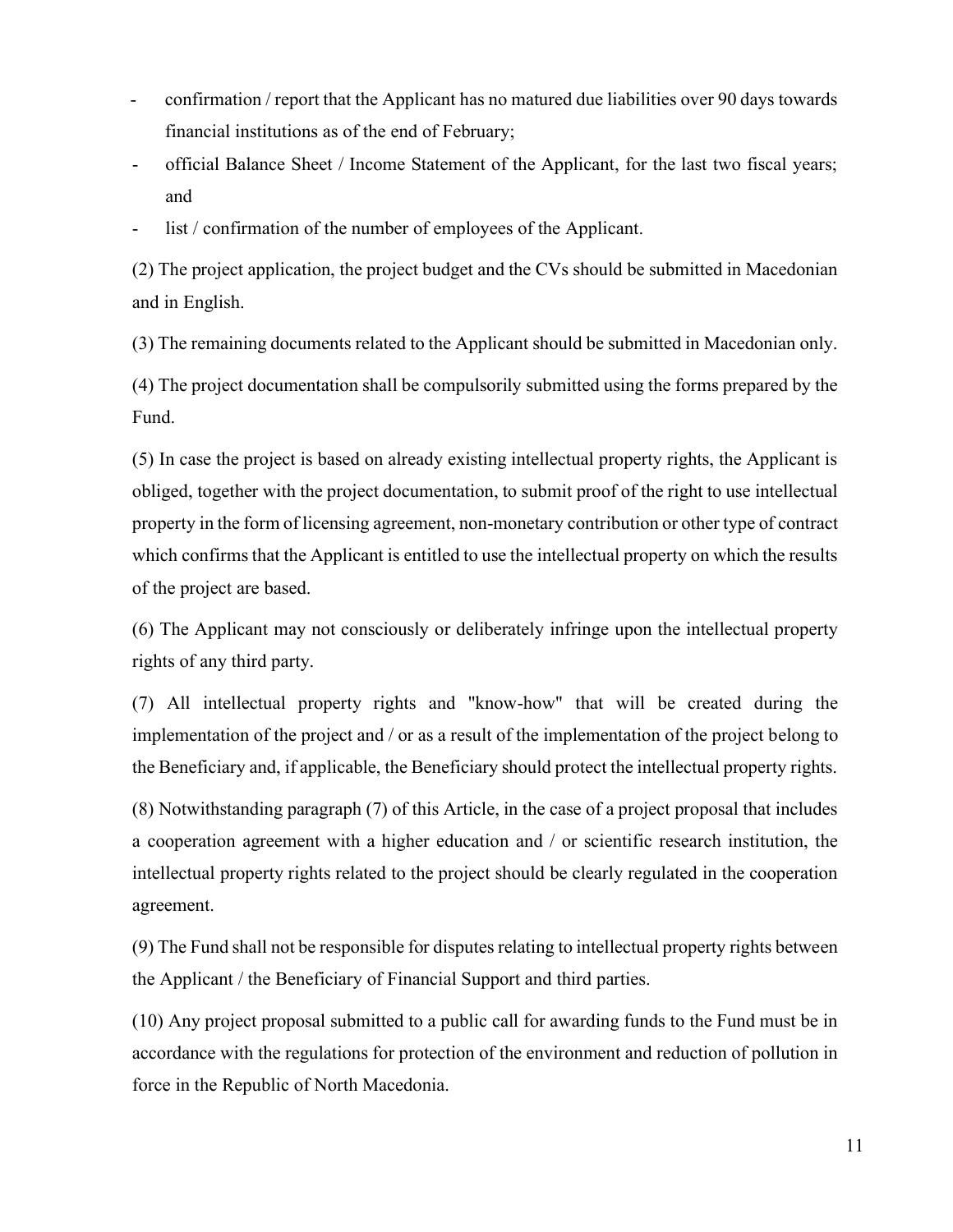- confirmation / report that the Applicant has no matured due liabilities over 90 days towards financial institutions as of the end of February;
- official Balance Sheet / Income Statement of the Applicant, for the last two fiscal years; and
- list / confirmation of the number of employees of the Applicant.

(2) The project application, the project budget and the CVs should be submitted in Macedonian and in English.

(3) The remaining documents related to the Applicant should be submitted in Macedonian only.

(4) The project documentation shall be compulsorily submitted using the forms prepared by the Fund.

(5) In case the project is based on already existing intellectual property rights, the Applicant is obliged, together with the project documentation, to submit proof of the right to use intellectual property in the form of licensing agreement, non-monetary contribution or other type of contract which confirms that the Applicant is entitled to use the intellectual property on which the results of the project are based.

(6) The Applicant may not consciously or deliberately infringe upon the intellectual property rights of any third party.

(7) All intellectual property rights and "know-how" that will be created during the implementation of the project and / or as a result of the implementation of the project belong to the Beneficiary and, if applicable, the Beneficiary should protect the intellectual property rights.

(8) Notwithstanding paragraph (7) of this Article, in the case of a project proposal that includes a cooperation agreement with a higher education and / or scientific research institution, the intellectual property rights related to the project should be clearly regulated in the cooperation agreement.

(9) The Fund shall not be responsible for disputes relating to intellectual property rights between the Applicant / the Beneficiary of Financial Support and third parties.

(10) Any project proposal submitted to a public call for awarding funds to the Fund must be in accordance with the regulations for protection of the environment and reduction of pollution in force in the Republic of North Macedonia.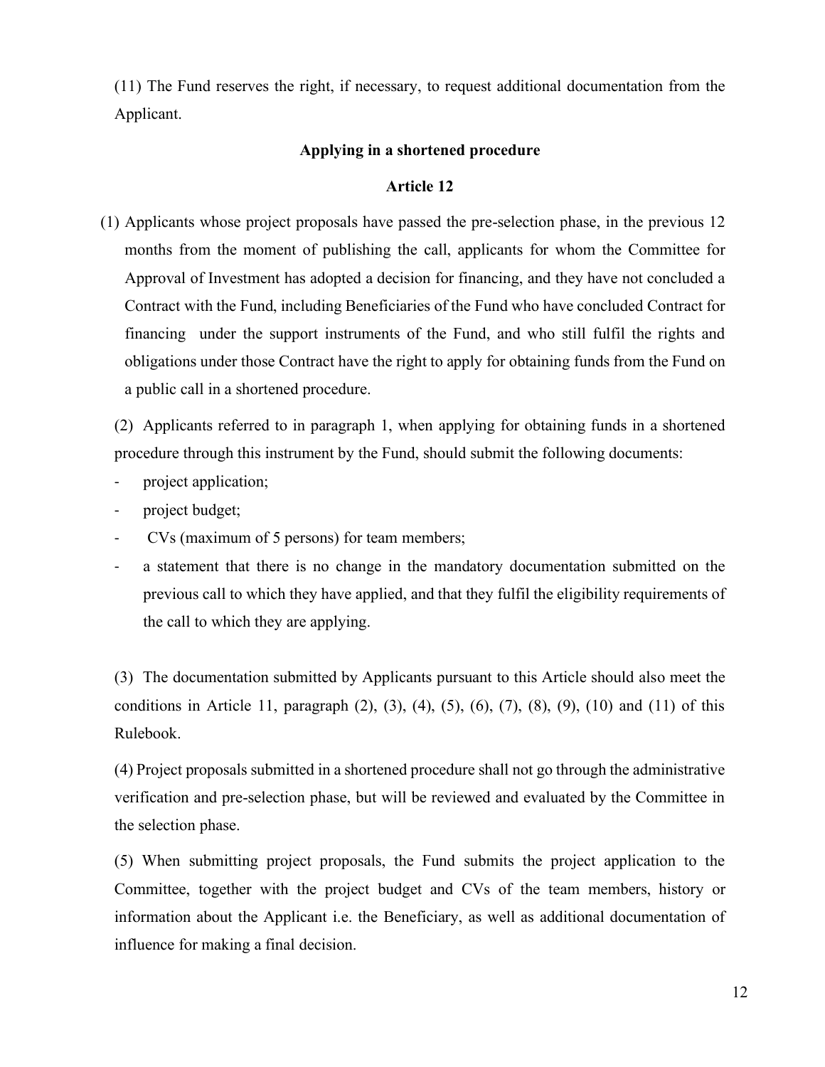(11) The Fund reserves the right, if necessary, to request additional documentation from the Applicant.

**Applying in a shortened procedure**

**Article 12**

(1) Applicants whose project proposals have passed the pre-selection phase, in the previous 12 months from the moment of publishing the call, applicants for whom the Committee for Approval of Investment has adopted a decision for financing, and they have not concluded a Contract with the Fund, including Beneficiaries of the Fund who have concluded Contract for financing under the support instruments of the Fund, and who still fulfil the rights and obligations under those Contract have the right to apply for obtaining funds from the Fund on a public call in a shortened procedure.

(2) Applicants referred to in paragraph 1, when applying for obtaining funds in a shortened procedure through this instrument by the Fund, should submit the following documents:

- project application;
- project budget;
- CVs (maximum of 5 persons) for team members;
- a statement that there is no change in the mandatory documentation submitted on the previous call to which they have applied, and that they fulfil the eligibility requirements of the call to which they are applying.

(3) The documentation submitted by Applicants pursuant to this Article should also meet the conditions in Article 11, paragraph (2), (3), (4), (5), (6), (7), (8), (9), (10) and (11) of this Rulebook.

(4) Project proposals submitted in a shortened procedure shall not go through the administrative verification and pre-selection phase, but will be reviewed and evaluated by the Committee in the selection phase.

(5) When submitting project proposals, the Fund submits the project application to the Committee, together with the project budget and CVs of the team members, history or information about the Applicant i.e. the Beneficiary, as well as additional documentation of influence for making a final decision.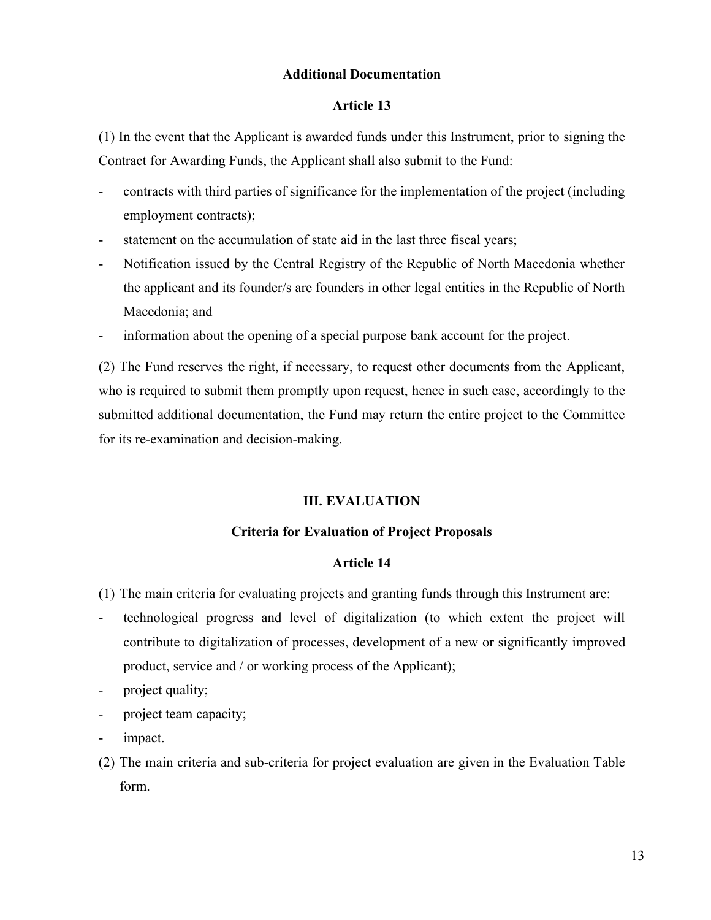**Additional Documentation**

**Article 13**

(1) In the event that the Applicant is awarded funds under this Instrument, prior to signing the Contract for Awarding Funds, the Applicant shall also submit to the Fund:

- contracts with third parties of significance for the implementation of the project (including employment contracts);
- statement on the accumulation of state aid in the last three fiscal years;
- Notification issued by the Central Registry of the Republic of North Macedonia whether the applicant and its founder/s are founders in other legal entities in the Republic of North Macedonia; and
- information about the opening of a special purpose bank account for the project.

(2) The Fund reserves the right, if necessary, to request other documents from the Applicant, who is required to submit them promptly upon request, hence in such case, accordingly to the submitted additional documentation, the Fund may return the entire project to the Committee for its re-examination and decision-making.

## III. EVALUATION

**Criteria for Evaluation of Project Proposals**

**Article 14**

(1) The main criteria for evaluating projects and granting funds through this Instrument are:

- technological progress and level of digitalization (to which extent the project will contribute to digitalization of processes, development of a new or significantly improved product, service and / or working process of the Applicant);
- project quality;
- project team capacity;
- impact.

(2) The main criteria and sub-criteria for project evaluation are given in the Evaluation Table form.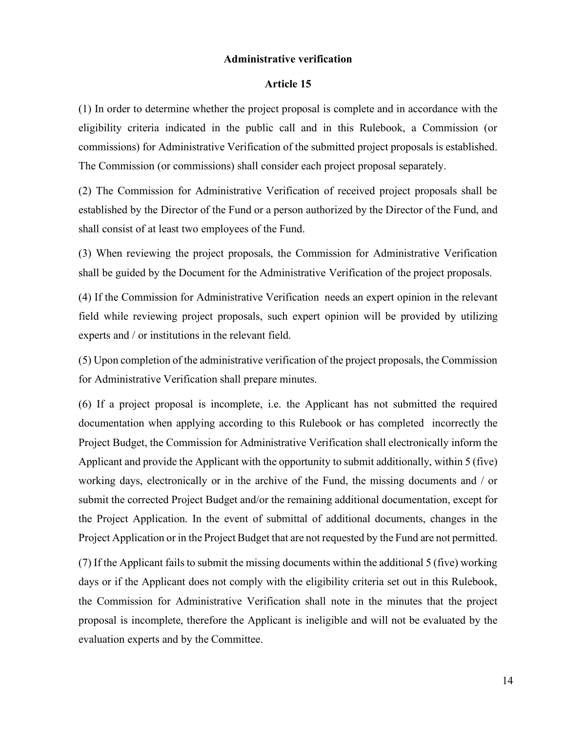**Administrative verification**

**Article 15**

(1) In order to determine whether the project proposal is complete and in accordance with the eligibility criteria indicated in the public call and in this Rulebook, a Commission (or commissions) for Administrative Verification of the submitted project proposals is established. The Commission (or commissions) shall consider each project proposal separately.

(2) The Commission for Administrative Verification of received project proposals shall be established by the Director of the Fund or a person authorized by the Director of the Fund, and shall consist of at least two employees of the Fund.

(3) When reviewing the project proposals, the Commission for Administrative Verification shall be guided by the Document for the Administrative Verification of the project proposals.

(4) If the Commission for Administrative Verification needs an expert opinion in the relevant field while reviewing project proposals, such expert opinion will be provided by utilizing experts and / or institutions in the relevant field.

(5) Upon completion of the administrative verification of the project proposals, the Commission for Administrative Verification shall prepare minutes.

(6) If a project proposal is incomplete, i.e. the Applicant has not submitted the required documentation when applying according to this Rulebook or has completed incorrectly the Project Budget, the Commission for Administrative Verification shall electronically inform the Applicant and provide the Applicant with the opportunity to submit additionally, within 5 (five) working days, electronically or in the archive of the Fund, the missing documents and / or submit the corrected Project Budget and/or the remaining additional documentation, except for the Project Application. In the event of submittal of additional documents, changes in the Project Application or in the Project Budget that are not requested by the Fund are not permitted.

(7) If the Applicant fails to submit the missing documents within the additional 5 (five) working days or if the Applicant does not comply with the eligibility criteria set out in this Rulebook, the Commission for Administrative Verification shall note in the minutes that the project proposal is incomplete, therefore the Applicant is ineligible and will not be evaluated by the evaluation experts and by the Committee.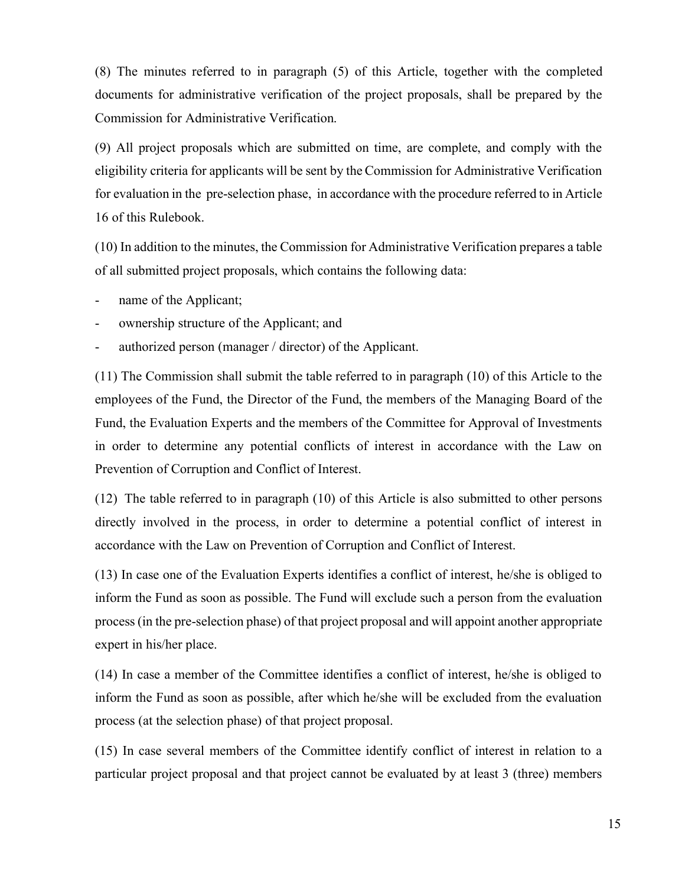(8) The minutes referred to in paragraph (5) of this Article, together with the completed documents for administrative verification of the project proposals, shall be prepared by the Commission for Administrative Verification.

(9) All project proposals which are submitted on time, are complete, and comply with the eligibility criteria for applicants will be sent by the Commission for Administrative Verification for evaluation in the pre-selection phase, in accordance with the procedure referred to in Article 16 of this Rulebook.

(10) In addition to the minutes, the Commission for Administrative Verification prepares a table of all submitted project proposals, which contains the following data:

- name of the Applicant;
- ownership structure of the Applicant; and
- authorized person (manager / director) of the Applicant.

(11) The Commission shall submit the table referred to in paragraph (10) of this Article to the employees of the Fund, the Director of the Fund, the members of the Managing Board of the Fund, the Evaluation Experts and the members of the Committee for Approval of Investments in order to determine any potential conflicts of interest in accordance with the Law on Prevention of Corruption and Conflict of Interest.

(12) The table referred to in paragraph (10) of this Article is also submitted to other persons directly involved in the process, in order to determine a potential conflict of interest in accordance with the Law on Prevention of Corruption and Conflict of Interest.

(13) In case one of the Evaluation Experts identifies a conflict of interest, he/she is obliged to inform the Fund as soon as possible. The Fund will exclude such a person from the evaluation process (in the pre-selection phase) of that project proposal and will appoint another appropriate expert in his/her place.

(14) In case a member of the Committee identifies a conflict of interest, he/she is obliged to inform the Fund as soon as possible, after which he/she will be excluded from the evaluation process (at the selection phase) of that project proposal.

(15) In case several members of the Committee identify conflict of interest in relation to a particular project proposal and that project cannot be evaluated by at least 3 (three) members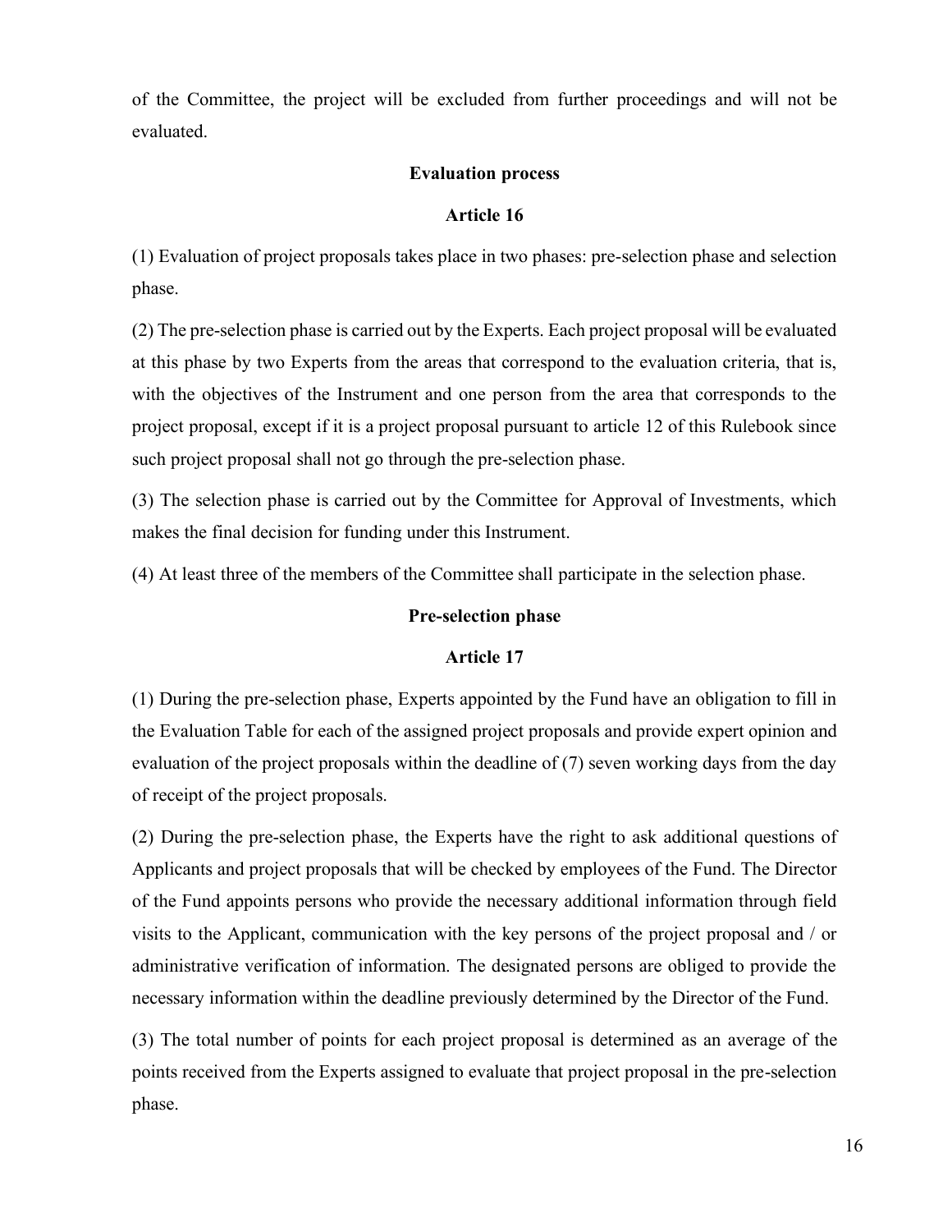of the Committee, the project will be excluded from further proceedings and will not be evaluated.

**Evaluation process**

**Article 16**

(1) Evaluation of project proposals takes place in two phases: pre-selection phase and selection phase.

(2) The pre-selection phase is carried out by the Experts. Each project proposal will be evaluated at this phase by two Experts from the areas that correspond to the evaluation criteria, that is, with the objectives of the Instrument and one person from the area that corresponds to the project proposal, except if it is a project proposal pursuant to article 12 of this Rulebook since such project proposal shall not go through the pre-selection phase.

(3) The selection phase is carried out by the Committee for Approval of Investments, which makes the final decision for funding under this Instrument.

(4) At least three of the members of the Committee shall participate in the selection phase.

**Pre-selection phase**

**Article 17**

(1) During the pre-selection phase, Experts appointed by the Fund have an obligation to fill in the Evaluation Table for each of the assigned project proposals and provide expert opinion and evaluation of the project proposals within the deadline of (7) seven working days from the day of receipt of the project proposals.

(2) During the pre-selection phase, the Experts have the right to ask additional questions of Applicants and project proposals that will be checked by employees of the Fund. The Director of the Fund appoints persons who provide the necessary additional information through field visits to the Applicant, communication with the key persons of the project proposal and / or administrative verification of information. The designated persons are obliged to provide the necessary information within the deadline previously determined by the Director of the Fund.

(3) The total number of points for each project proposal is determined as an average of the points received from the Experts assigned to evaluate that project proposal in the pre-selection phase.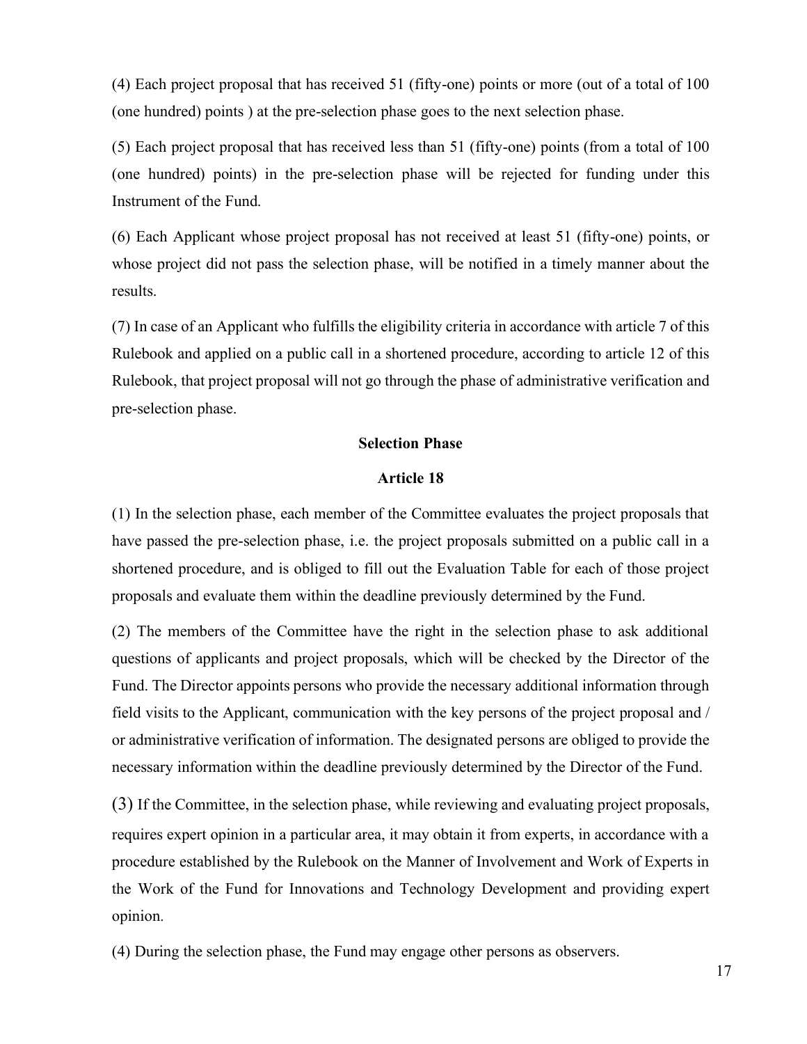(4) Each project proposal that has received 51 (fifty-one) points or more (out of a total of 100 (one hundred) points ) at the pre-selection phase goes to the next selection phase.

(5) Each project proposal that has received less than 51 (fifty-one) points (from a total of 100 (one hundred) points) in the pre-selection phase will be rejected for funding under this Instrument of the Fund.

(6) Each Applicant whose project proposal has not received at least 51 (fifty-one) points, or whose project did not pass the selection phase, will be notified in a timely manner about the results.

(7) In case of an Applicant who fulfills the eligibility criteria in accordance with article 7 of this Rulebook and applied on a public call in a shortened procedure, according to article 12 of this Rulebook, that project proposal will not go through the phase of administrative verification and pre-selection phase.

**Selection Phase**

**Article 18**

(1) In the selection phase, each member of the Committee evaluates the project proposals that have passed the pre-selection phase, i.e. the project proposals submitted on a public call in a shortened procedure, and is obliged to fill out the Evaluation Table for each of those project proposals and evaluate them within the deadline previously determined by the Fund.

(2) The members of the Committee have the right in the selection phase to ask additional questions of applicants and project proposals, which will be checked by the Director of the Fund. The Director appoints persons who provide the necessary additional information through field visits to the Applicant, communication with the key persons of the project proposal and / or administrative verification of information. The designated persons are obliged to provide the necessary information within the deadline previously determined by the Director of the Fund.

(3) If the Committee, in the selection phase, while reviewing and evaluating project proposals, requires expert opinion in a particular area, it may obtain it from experts, in accordance with a procedure established by the Rulebook on the Manner of Involvement and Work of Experts in the Work of the Fund for Innovations and Technology Development and providing expert opinion.

(4) During the selection phase, the Fund may engage other persons as observers.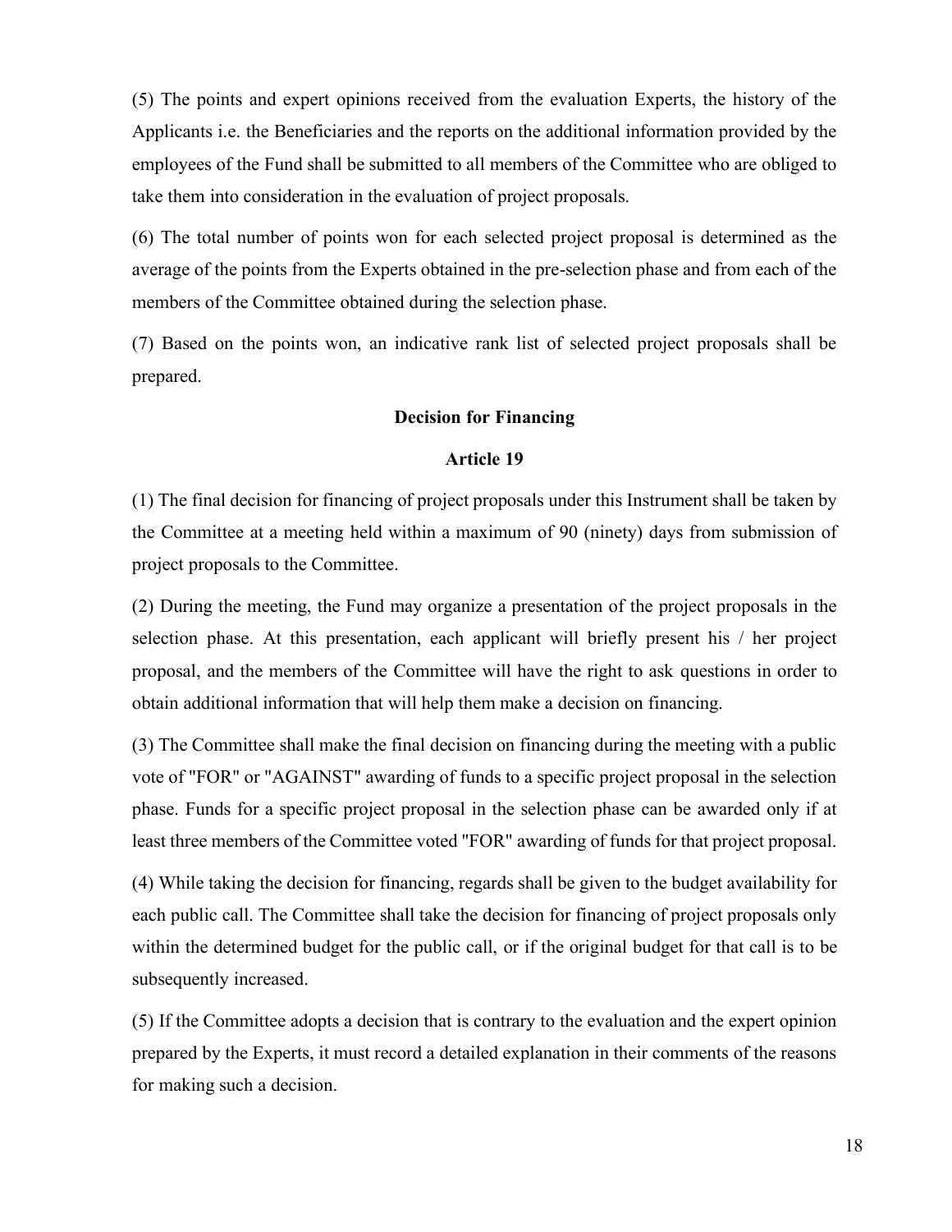(5) The points and expert opinions received from the evaluation Experts, the history of the Applicants i.e. the Beneficiaries and the reports on the additional information provided by the employees of the Fund shall be submitted to all members of the Committee who are obliged to take them into consideration in the evaluation of project proposals.

(6) The total number of points won for each selected project proposal is determined as the average of the points from the Experts obtained in the pre-selection phase and from each of the members of the Committee obtained during the selection phase.

(7) Based on the points won, an indicative rank list of selected project proposals shall be prepared.

**Decision for Financing**

**Article 19**

(1) The final decision for financing of project proposals under this Instrument shall be taken by the Committee at a meeting held within a maximum of 90 (ninety) days from submission of project proposals to the Committee.

(2) During the meeting, the Fund may organize a presentation of the project proposals in the selection phase. At this presentation, each applicant will briefly present his / her project proposal, and the members of the Committee will have the right to ask questions in order to obtain additional information that will help them make a decision on financing.

(3) The Committee shall make the final decision on financing during the meeting with a public vote of "FOR" or "AGAINST" awarding of funds to a specific project proposal in the selection phase. Funds for a specific project proposal in the selection phase can be awarded only if at least three members of the Committee voted "FOR" awarding of funds for that project proposal.

(4) While taking the decision for financing, regards shall be given to the budget availability for each public call. The Committee shall take the decision for financing of project proposals only within the determined budget for the public call, or if the original budget for that call is to be subsequently increased.

(5) If the Committee adopts a decision that is contrary to the evaluation and the expert opinion prepared by the Experts, it must record a detailed explanation in their comments of the reasons for making such a decision.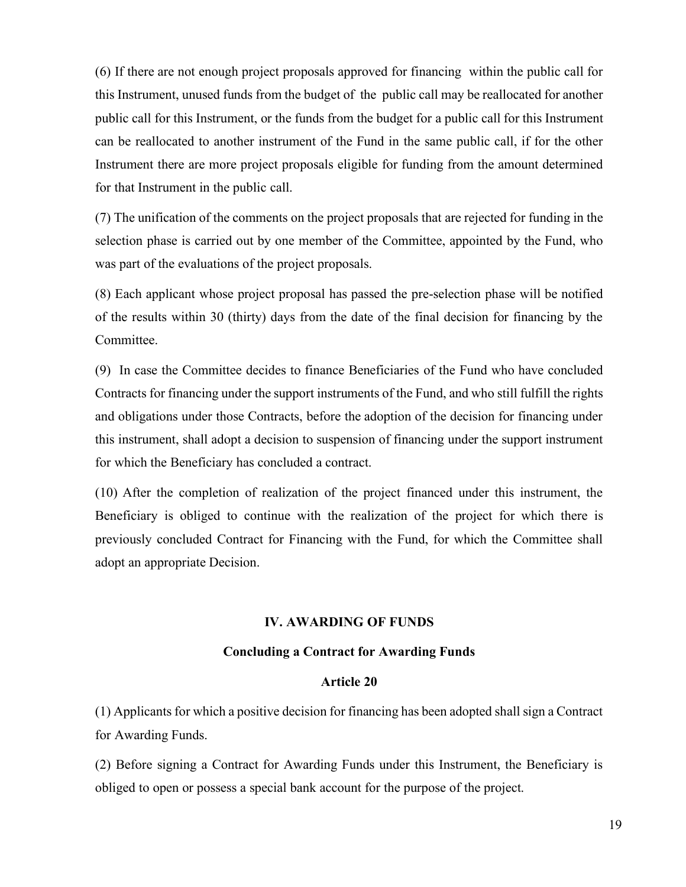(6) If there are not enough project proposals approved for financing within the public call for this Instrument, unused funds from the budget of the public call may be reallocated for another public call for this Instrument, or the funds from the budget for a public call for this Instrument can be reallocated to another instrument of the Fund in the same public call, if for the other Instrument there are more project proposals eligible for funding from the amount determined for that Instrument in the public call.

(7) The unification of the comments on the project proposals that are rejected for funding in the selection phase is carried out by one member of the Committee, appointed by the Fund, who was part of the evaluations of the project proposals.

(8) Each applicant whose project proposal has passed the pre-selection phase will be notified of the results within 30 (thirty) days from the date of the final decision for financing by the Committee.

(9) In case the Committee decides to finance Beneficiaries of the Fund who have concluded Contracts for financing under the support instruments of the Fund, and who still fulfill the rights and obligations under those Contracts, before the adoption of the decision for financing under this instrument, shall adopt a decision to suspension of financing under the support instrument for which the Beneficiary has concluded a contract.

(10) After the completion of realization of the project financed under this instrument, the Beneficiary is obliged to continue with the realization of the project for which there is previously concluded Contract for Financing with the Fund, for which the Committee shall adopt an appropriate Decision.

## IV. AWARDING OF FUNDS

### Concluding a Contract for Awarding Funds

### Article 20

(1) Applicants for which a positive decision for financing has been adopted shall sign a Contract for Awarding Funds.

(2) Before signing a Contract for Awarding Funds under this Instrument, the Beneficiary is obliged to open or possess a special bank account for the purpose of the project.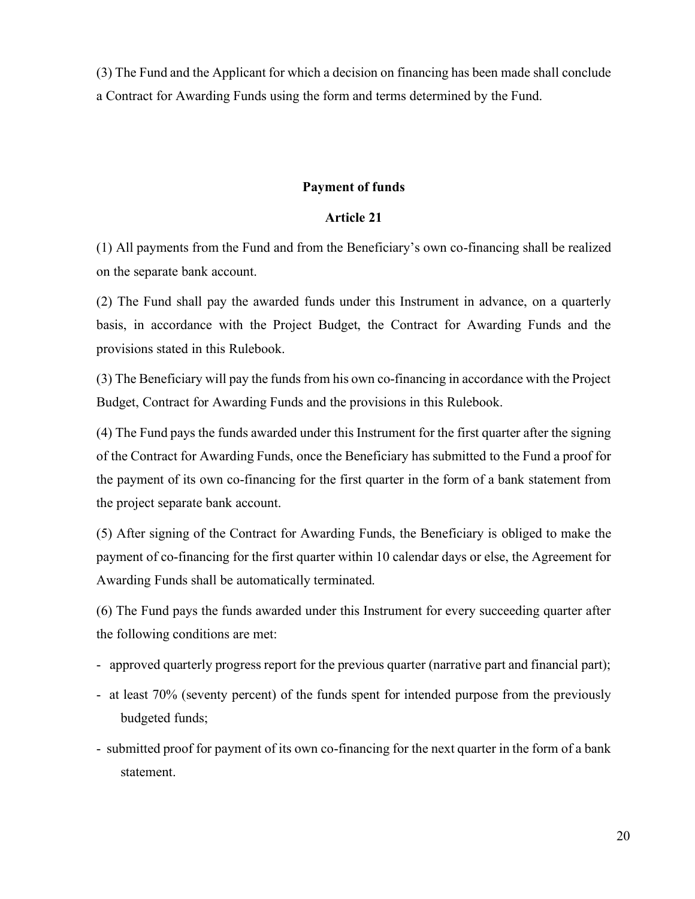(3) The Fund and the Applicant for which a decision on financing has been made shall conclude a Contract for Awarding Funds using the form and terms determined by the Fund.

**Payment of funds**

**Article 21**

(1) All payments from the Fund and from the Beneficiary's own co-financing shall be realized on the separate bank account.

(2) The Fund shall pay the awarded funds under this Instrument in advance, on a quarterly basis, in accordance with the Project Budget, the Contract for Awarding Funds and the provisions stated in this Rulebook.

(3) The Beneficiary will pay the funds from his own co-financing in accordance with the Project Budget, Contract for Awarding Funds and the provisions in this Rulebook.

(4) The Fund pays the funds awarded under this Instrument for the first quarter after the signing of the Contract for Awarding Funds, once the Beneficiary has submitted to the Fund a proof for the payment of its own co-financing for the first quarter in the form of a bank statement from the project separate bank account.

(5) After signing of the Contract for Awarding Funds, the Beneficiary is obliged to make the payment of co-financing for the first quarter within 10 calendar days or else, the Agreement for Awarding Funds shall be automatically terminated.

(6) The Fund pays the funds awarded under this Instrument for every succeeding quarter after the following conditions are met:

- approved quarterly progress report for the previous quarter (narrative part and financial part);
- at least 70% (seventy percent) of the funds spent for intended purpose from the previously budgeted funds;
- submitted proof for payment of its own co-financing for the next quarter in the form of a bank statement.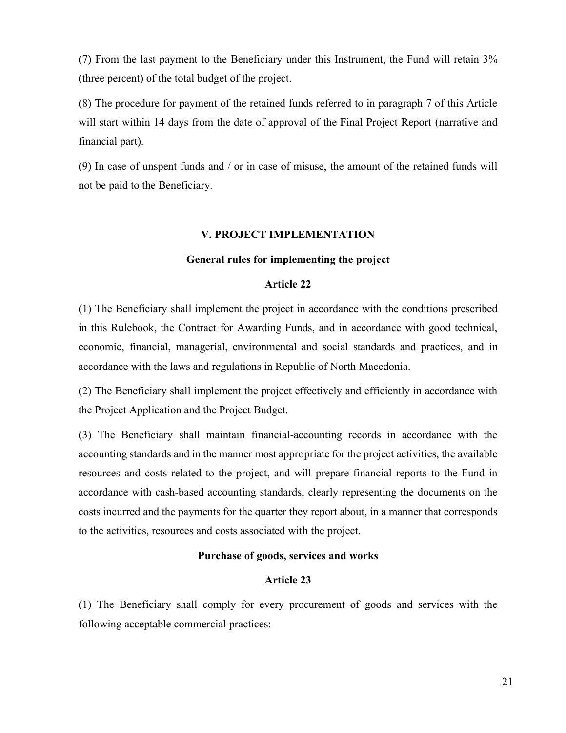(7) From the last payment to the Beneficiary under this Instrument, the Fund will retain 3% (three percent) of the total budget of the project.

(8) The procedure for payment of the retained funds referred to in paragraph 7 of this Article will start within 14 days from the date of approval of the Final Project Report (narrative and financial part).

(9) In case of unspent funds and / or in case of misuse, the amount of the retained funds will not be paid to the Beneficiary.

## V. PROJECT IMPLEMENTATION

### General rules for implementing the project

### Article 22

(1) The Beneficiary shall implement the project in accordance with the conditions prescribed in this Rulebook, the Contract for Awarding Funds, and in accordance with good technical, economic, financial, managerial, environmental and social standards and practices, and in accordance with the laws and regulations in Republic of North Macedonia.

(2) The Beneficiary shall implement the project effectively and efficiently in accordance with the Project Application and the Project Budget.

(3) The Beneficiary shall maintain financial-accounting records in accordance with the accounting standards and in the manner most appropriate for the project activities, the available resources and costs related to the project, and will prepare financial reports to the Fund in accordance with cash-based accounting standards, clearly representing the documents on the costs incurred and the payments for the quarter they report about, in a manner that corresponds to the activities, resources and costs associated with the project.

### Purchase of goods, services and works

### Article 23

(1) The Beneficiary shall comply for every procurement of goods and services with the following acceptable commercial practices: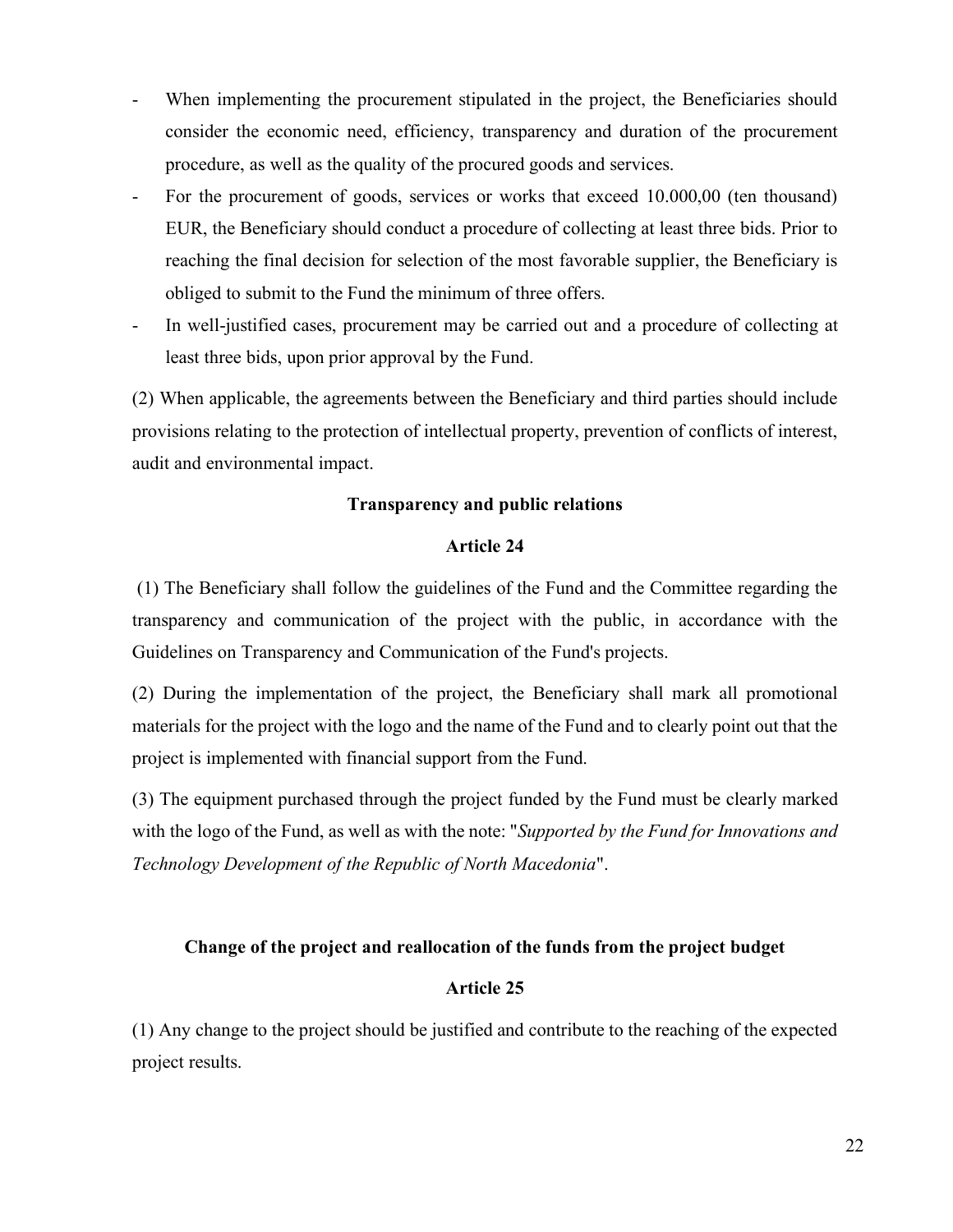- When implementing the procurement stipulated in the project, the Beneficiaries should consider the economic need, efficiency, transparency and duration of the procurement procedure, as well as the quality of the procured goods and services.
- For the procurement of goods, services or works that exceed 10.000,00 (ten thousand) EUR, the Beneficiary should conduct a procedure of collecting at least three bids. Prior to reaching the final decision for selection of the most favorable supplier, the Beneficiary is obliged to submit to the Fund the minimum of three offers.
- In well-justified cases, procurement may be carried out and a procedure of collecting at least three bids, upon prior approval by the Fund.

(2) When applicable, the agreements between the Beneficiary and third parties should include provisions relating to the protection of intellectual property, prevention of conflicts of interest, audit and environmental impact.

**Transparency and public relations**

**Article 24**

(1) The Beneficiary shall follow the guidelines of the Fund and the Committee regarding the transparency and communication of the project with the public, in accordance with the Guidelines on Transparency and Communication of the Fund's projects.

(2) During the implementation of the project, the Beneficiary shall mark all promotional materials for the project with the logo and the name of the Fund and to clearly point out that the project is implemented with financial support from the Fund.

(3) The equipment purchased through the project funded by the Fund must be clearly marked with the logo of the Fund, as well as with the note: "*Supported by the Fund for Innovations and Technology Development of the Republic of North Macedonia*".

**Change of the project and reallocation of the funds from the project budget**

**Article 25**

(1) Any change to the project should be justified and contribute to the reaching of the expected project results.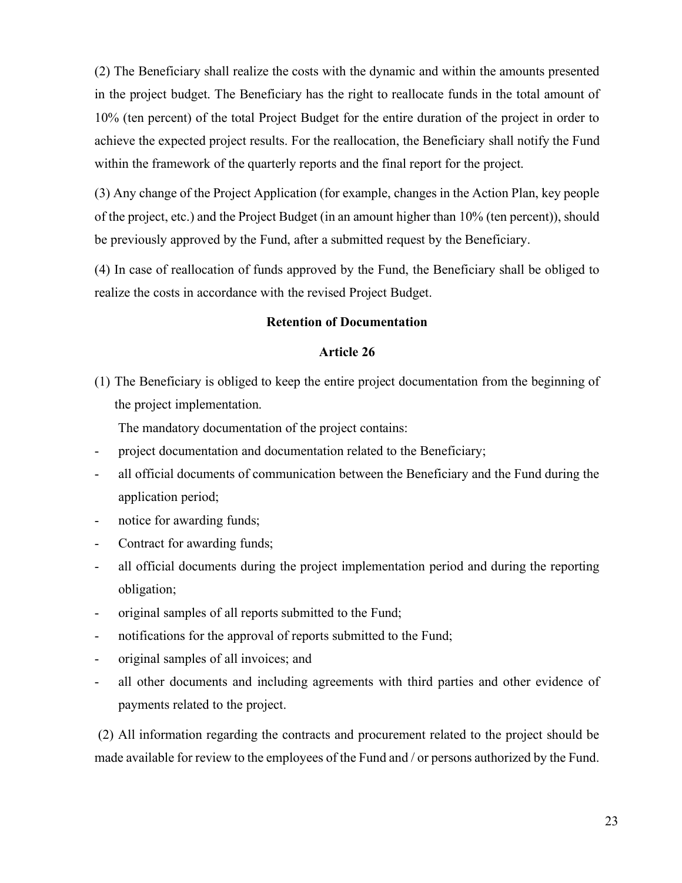(2) The Beneficiary shall realize the costs with the dynamic and within the amounts presented in the project budget. The Beneficiary has the right to reallocate funds in the total amount of 10% (ten percent) of the total Project Budget for the entire duration of the project in order to achieve the expected project results. For the reallocation, the Beneficiary shall notify the Fund within the framework of the quarterly reports and the final report for the project.

(3) Any change of the Project Application (for example, changes in the Action Plan, key people of the project, etc.) and the Project Budget (in an amount higher than 10% (ten percent)), should be previously approved by the Fund, after a submitted request by the Beneficiary.

(4) In case of reallocation of funds approved by the Fund, the Beneficiary shall be obliged to realize the costs in accordance with the revised Project Budget.

**Retention of Documentation**

**Article 26**

(1) The Beneficiary is obliged to keep the entire project documentation from the beginning of the project implementation.

The mandatory documentation of the project contains:

- project documentation and documentation related to the Beneficiary;
- all official documents of communication between the Beneficiary and the Fund during the application period;
- notice for awarding funds;
- Contract for awarding funds;
- all official documents during the project implementation period and during the reporting obligation;
- original samples of all reports submitted to the Fund;
- notifications for the approval of reports submitted to the Fund;
- original samples of all invoices; and
- all other documents and including agreements with third parties and other evidence of payments related to the project.

(2) All information regarding the contracts and procurement related to the project should be made available for review to the employees of the Fund and / or persons authorized by the Fund.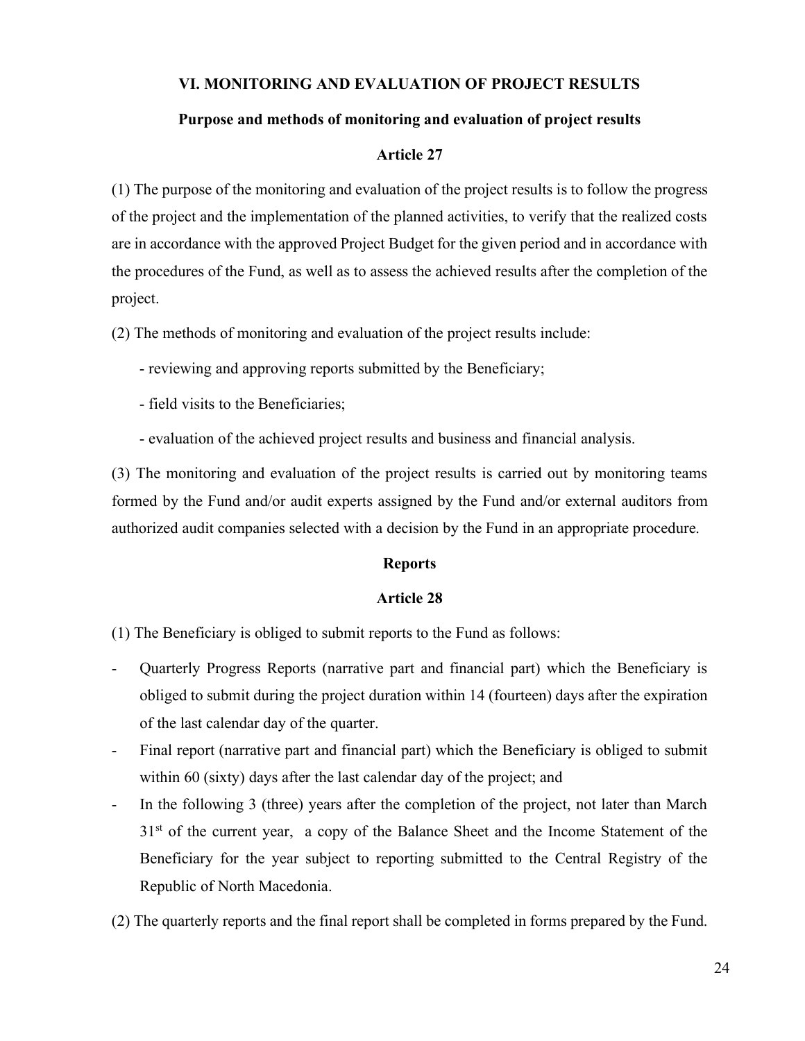## VI. MONITORING AND EVALUATION OF PROJECT RESULTS

### Purpose and methods of monitoring and evaluation of project results

### Article 27

(1) The purpose of the monitoring and evaluation of the project results is to follow the progress of the project and the implementation of the planned activities, to verify that the realized costs are in accordance with the approved Project Budget for the given period and in accordance with the procedures of the Fund, as well as to assess the achieved results after the completion of the project.

(2) The methods of monitoring and evaluation of the project results include:

- reviewing and approving reports submitted by the Beneficiary;
- field visits to the Beneficiaries;
- evaluation of the achieved project results and business and financial analysis.

(3) The monitoring and evaluation of the project results is carried out by monitoring teams formed by the Fund and/or audit experts assigned by the Fund and/or external auditors from authorized audit companies selected with a decision by the Fund in an appropriate procedure.

### Reports

### Article 28

(1) The Beneficiary is obliged to submit reports to the Fund as follows:

- Quarterly Progress Reports (narrative part and financial part) which the Beneficiary is obliged to submit during the project duration within 14 (fourteen) days after the expiration of the last calendar day of the quarter.
- Final report (narrative part and financial part) which the Beneficiary is obliged to submit within 60 (sixty) days after the last calendar day of the project; and
- In the following 3 (three) years after the completion of the project, not later than March 31st of the current year, a copy of the Balance Sheet and the Income Statement of the Beneficiary for the year subject to reporting submitted to the Central Registry of the Republic of North Macedonia.

(2) The quarterly reports and the final report shall be completed in forms prepared by the Fund.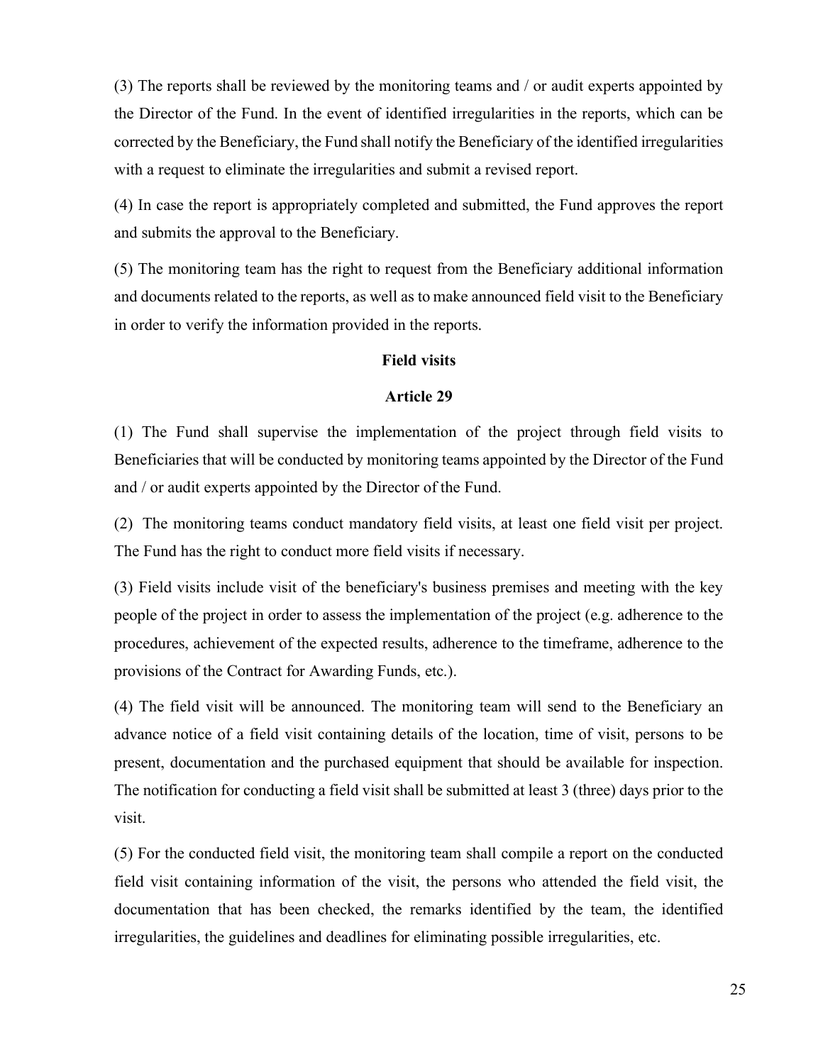(3) The reports shall be reviewed by the monitoring teams and / or audit experts appointed by the Director of the Fund. In the event of identified irregularities in the reports, which can be corrected by the Beneficiary, the Fund shall notify the Beneficiary of the identified irregularities with a request to eliminate the irregularities and submit a revised report.

(4) In case the report is appropriately completed and submitted, the Fund approves the report and submits the approval to the Beneficiary.

(5) The monitoring team has the right to request from the Beneficiary additional information and documents related to the reports, as well as to make announced field visit to the Beneficiary in order to verify the information provided in the reports.

**Field visits**

**Article 29**

(1) The Fund shall supervise the implementation of the project through field visits to Beneficiaries that will be conducted by monitoring teams appointed by the Director of the Fund and / or audit experts appointed by the Director of the Fund.

(2) The monitoring teams conduct mandatory field visits, at least one field visit per project. The Fund has the right to conduct more field visits if necessary.

(3) Field visits include visit of the beneficiary's business premises and meeting with the key people of the project in order to assess the implementation of the project (e.g. adherence to the procedures, achievement of the expected results, adherence to the timeframe, adherence to the provisions of the Contract for Awarding Funds, etc.).

(4) The field visit will be announced. The monitoring team will send to the Beneficiary an advance notice of a field visit containing details of the location, time of visit, persons to be present, documentation and the purchased equipment that should be available for inspection. The notification for conducting a field visit shall be submitted at least 3 (three) days prior to the visit.

(5) For the conducted field visit, the monitoring team shall compile a report on the conducted field visit containing information of the visit, the persons who attended the field visit, the documentation that has been checked, the remarks identified by the team, the identified irregularities, the guidelines and deadlines for eliminating possible irregularities, etc.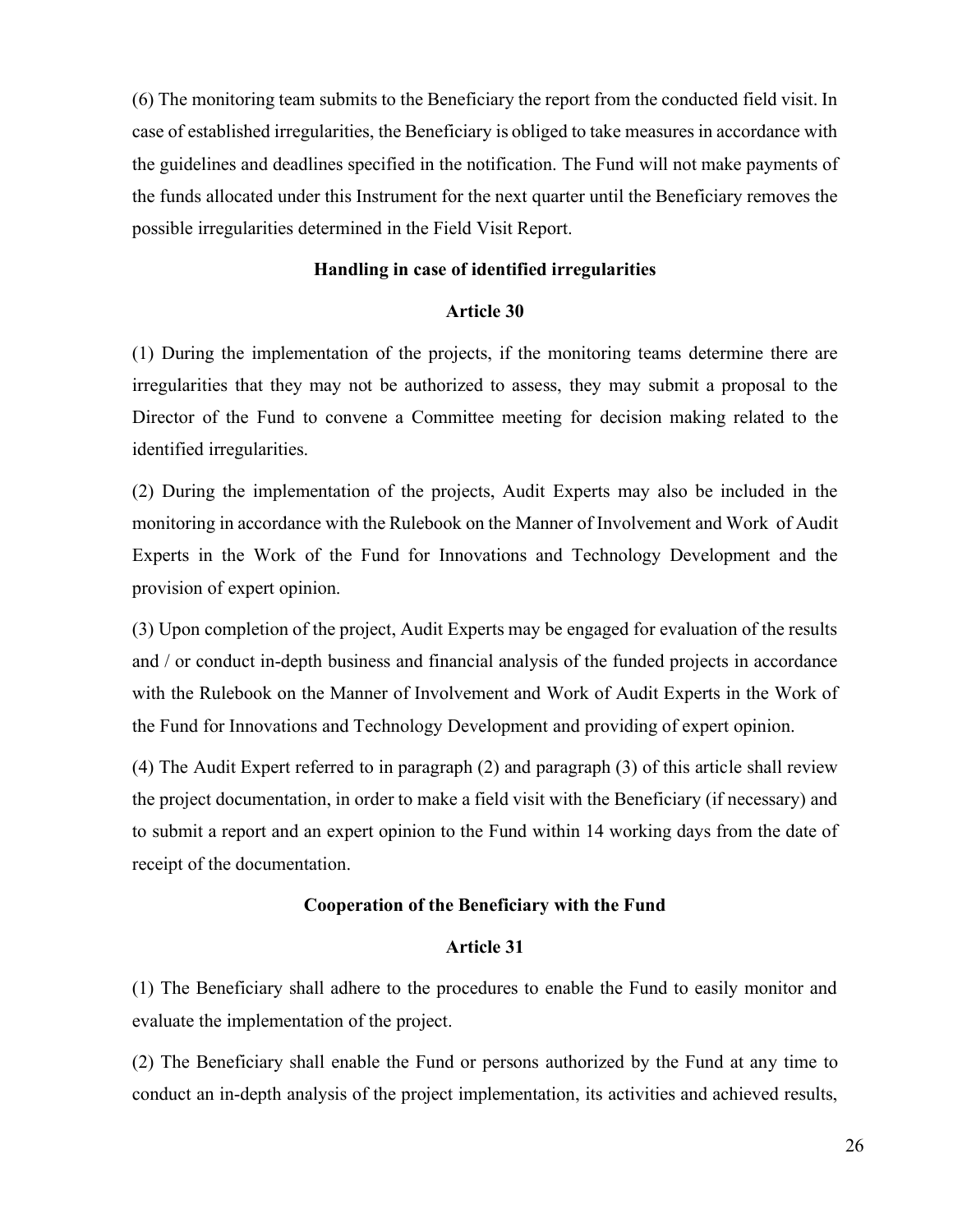(6) The monitoring team submits to the Beneficiary the report from the conducted field visit. In case of established irregularities, the Beneficiary is obliged to take measures in accordance with the guidelines and deadlines specified in the notification. The Fund will not make payments of the funds allocated under this Instrument for the next quarter until the Beneficiary removes the possible irregularities determined in the Field Visit Report.

**Handling in case of identified irregularities**

**Article 30**

(1) During the implementation of the projects, if the monitoring teams determine there are irregularities that they may not be authorized to assess, they may submit a proposal to the Director of the Fund to convene a Committee meeting for decision making related to the identified irregularities.

(2) During the implementation of the projects, Audit Experts may also be included in the monitoring in accordance with the Rulebook on the Manner of Involvement and Work of Audit Experts in the Work of the Fund for Innovations and Technology Development and the provision of expert opinion.

(3) Upon completion of the project, Audit Experts may be engaged for evaluation of the results and / or conduct in-depth business and financial analysis of the funded projects in accordance with the Rulebook on the Manner of Involvement and Work of Audit Experts in the Work of the Fund for Innovations and Technology Development and providing of expert opinion.

(4) The Audit Expert referred to in paragraph (2) and paragraph (3) of this article shall review the project documentation, in order to make a field visit with the Beneficiary (if necessary) and to submit a report and an expert opinion to the Fund within 14 working days from the date of receipt of the documentation.

**Cooperation of the Beneficiary with the Fund**

**Article 31**

(1) The Beneficiary shall adhere to the procedures to enable the Fund to easily monitor and evaluate the implementation of the project.

(2) The Beneficiary shall enable the Fund or persons authorized by the Fund at any time to conduct an in-depth analysis of the project implementation, its activities and achieved results,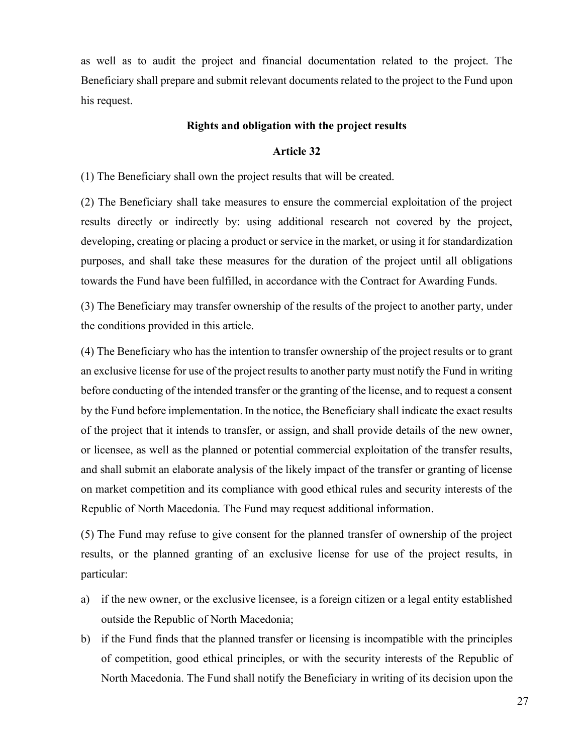as well as to audit the project and financial documentation related to the project. The Beneficiary shall prepare and submit relevant documents related to the project to the Fund upon his request.

**Rights and obligation with the project results**

**Article 32**

(1) The Beneficiary shall own the project results that will be created.

(2) The Beneficiary shall take measures to ensure the commercial exploitation of the project results directly or indirectly by: using additional research not covered by the project, developing, creating or placing a product or service in the market, or using it for standardization purposes, and shall take these measures for the duration of the project until all obligations towards the Fund have been fulfilled, in accordance with the Contract for Awarding Funds.

(3) The Beneficiary may transfer ownership of the results of the project to another party, under the conditions provided in this article.

(4) The Beneficiary who has the intention to transfer ownership of the project results or to grant an exclusive license for use of the project results to another party must notify the Fund in writing before conducting of the intended transfer or the granting of the license, and to request a consent by the Fund before implementation. In the notice, the Beneficiary shall indicate the exact results of the project that it intends to transfer, or assign, and shall provide details of the new owner, or licensee, as well as the planned or potential commercial exploitation of the transfer results, and shall submit an elaborate analysis of the likely impact of the transfer or granting of license on market competition and its compliance with good ethical rules and security interests of the Republic of North Macedonia. The Fund may request additional information.

(5) The Fund may refuse to give consent for the planned transfer of ownership of the project results, or the planned granting of an exclusive license for use of the project results, in particular:

a) if the new owner, or the exclusive licensee, is a foreign citizen or a legal entity established outside the Republic of North Macedonia;
b) if the Fund finds that the planned transfer or licensing is incompatible with the principles of competition, good ethical principles, or with the security interests of the Republic of North Macedonia. The Fund shall notify the Beneficiary in writing of its decision upon the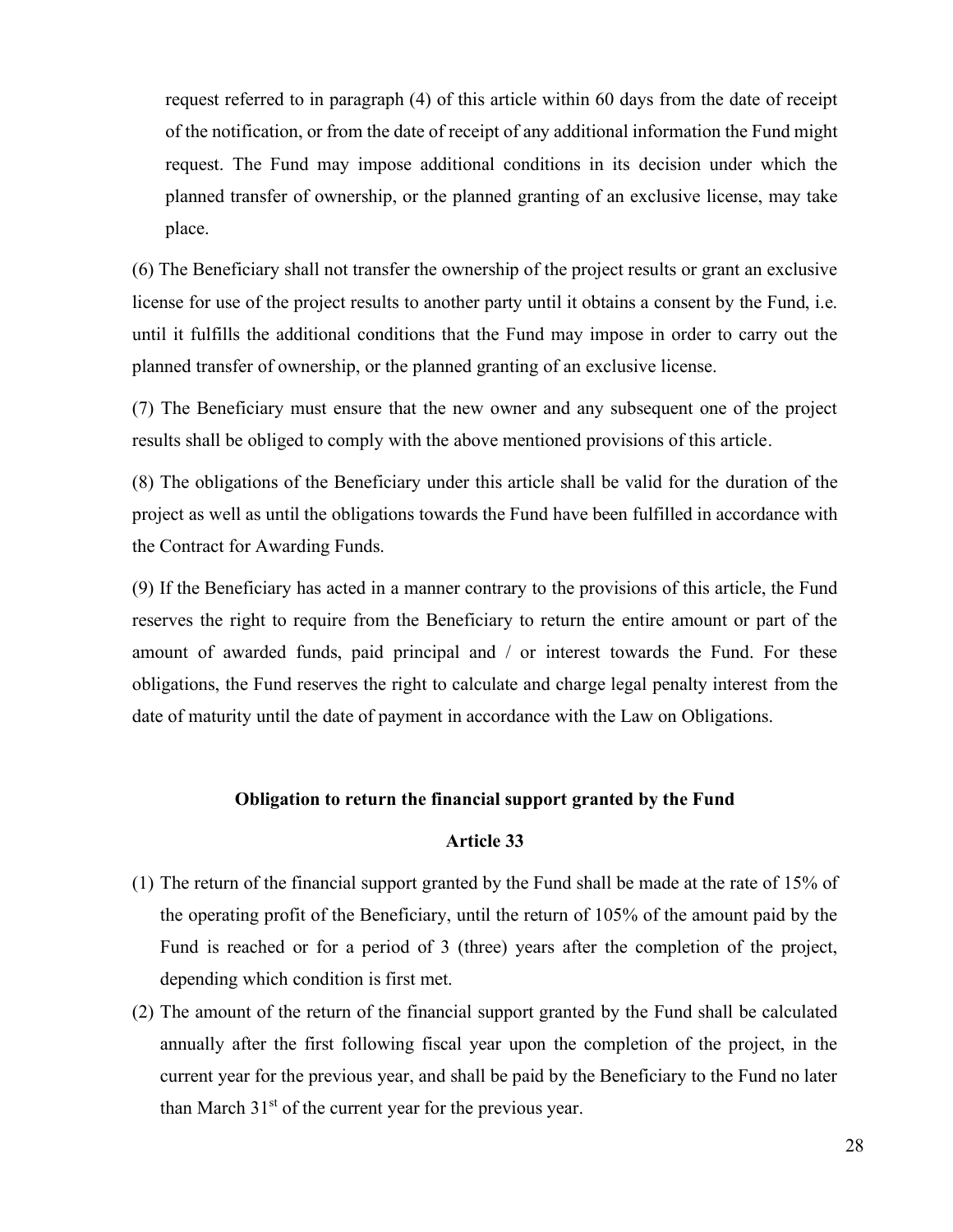request referred to in paragraph (4) of this article within 60 days from the date of receipt of the notification, or from the date of receipt of any additional information the Fund might request. The Fund may impose additional conditions in its decision under which the planned transfer of ownership, or the planned granting of an exclusive license, may take place.

(6) The Beneficiary shall not transfer the ownership of the project results or grant an exclusive license for use of the project results to another party until it obtains a consent by the Fund, i.e. until it fulfills the additional conditions that the Fund may impose in order to carry out the planned transfer of ownership, or the planned granting of an exclusive license.

(7) The Beneficiary must ensure that the new owner and any subsequent one of the project results shall be obliged to comply with the above mentioned provisions of this article.

(8) The obligations of the Beneficiary under this article shall be valid for the duration of the project as well as until the obligations towards the Fund have been fulfilled in accordance with the Contract for Awarding Funds.

(9) If the Beneficiary has acted in a manner contrary to the provisions of this article, the Fund reserves the right to require from the Beneficiary to return the entire amount or part of the amount of awarded funds, paid principal and / or interest towards the Fund. For these obligations, the Fund reserves the right to calculate and charge legal penalty interest from the date of maturity until the date of payment in accordance with the Law on Obligations.

**Obligation to return the financial support granted by the Fund**

**Article 33**

(1) The return of the financial support granted by the Fund shall be made at the rate of 15% of the operating profit of the Beneficiary, until the return of 105% of the amount paid by the Fund is reached or for a period of 3 (three) years after the completion of the project, depending which condition is first met.

(2) The amount of the return of the financial support granted by the Fund shall be calculated annually after the first following fiscal year upon the completion of the project, in the current year for the previous year, and shall be paid by the Beneficiary to the Fund no later than March 31st of the current year for the previous year.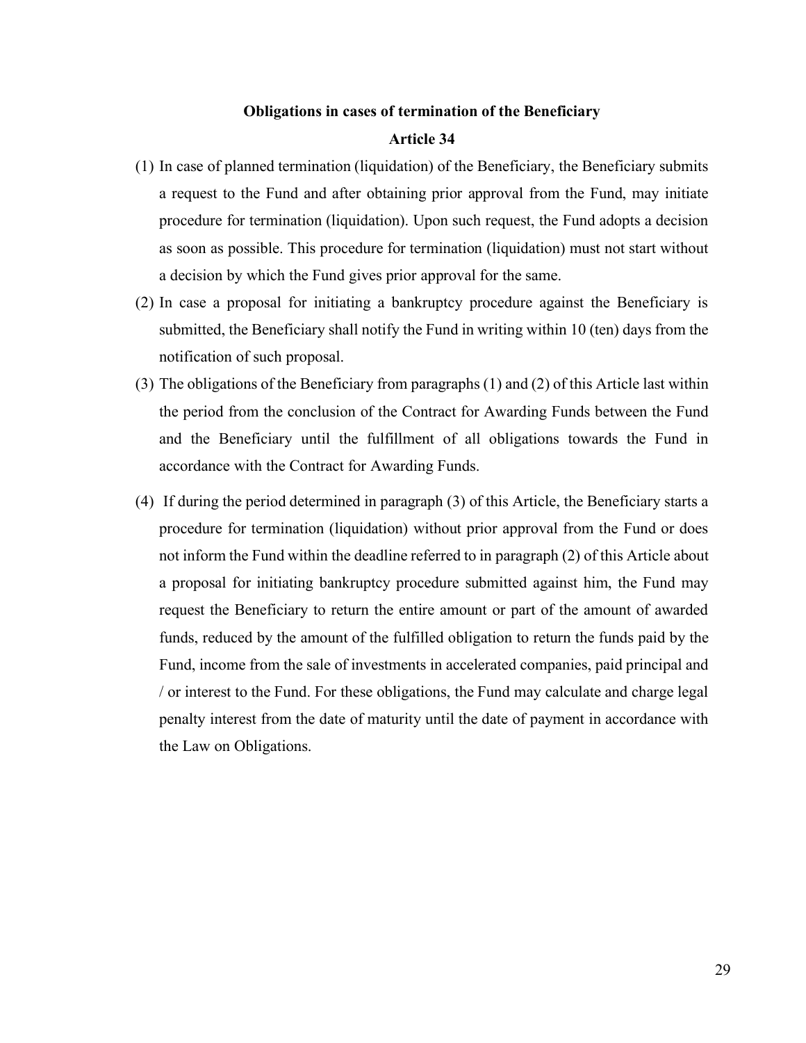### Obligations in cases of termination of the Beneficiary

### Article 34

(1) In case of planned termination (liquidation) of the Beneficiary, the Beneficiary submits a request to the Fund and after obtaining prior approval from the Fund, may initiate procedure for termination (liquidation). Upon such request, the Fund adopts a decision as soon as possible. This procedure for termination (liquidation) must not start without a decision by which the Fund gives prior approval for the same.

(2) In case a proposal for initiating a bankruptcy procedure against the Beneficiary is submitted, the Beneficiary shall notify the Fund in writing within 10 (ten) days from the notification of such proposal.

(3) The obligations of the Beneficiary from paragraphs (1) and (2) of this Article last within the period from the conclusion of the Contract for Awarding Funds between the Fund and the Beneficiary until the fulfillment of all obligations towards the Fund in accordance with the Contract for Awarding Funds.

(4) If during the period determined in paragraph (3) of this Article, the Beneficiary starts a procedure for termination (liquidation) without prior approval from the Fund or does not inform the Fund within the deadline referred to in paragraph (2) of this Article about a proposal for initiating bankruptcy procedure submitted against him, the Fund may request the Beneficiary to return the entire amount or part of the amount of awarded funds, reduced by the amount of the fulfilled obligation to return the funds paid by the Fund, income from the sale of investments in accelerated companies, paid principal and / or interest to the Fund. For these obligations, the Fund may calculate and charge legal penalty interest from the date of maturity until the date of payment in accordance with the Law on Obligations.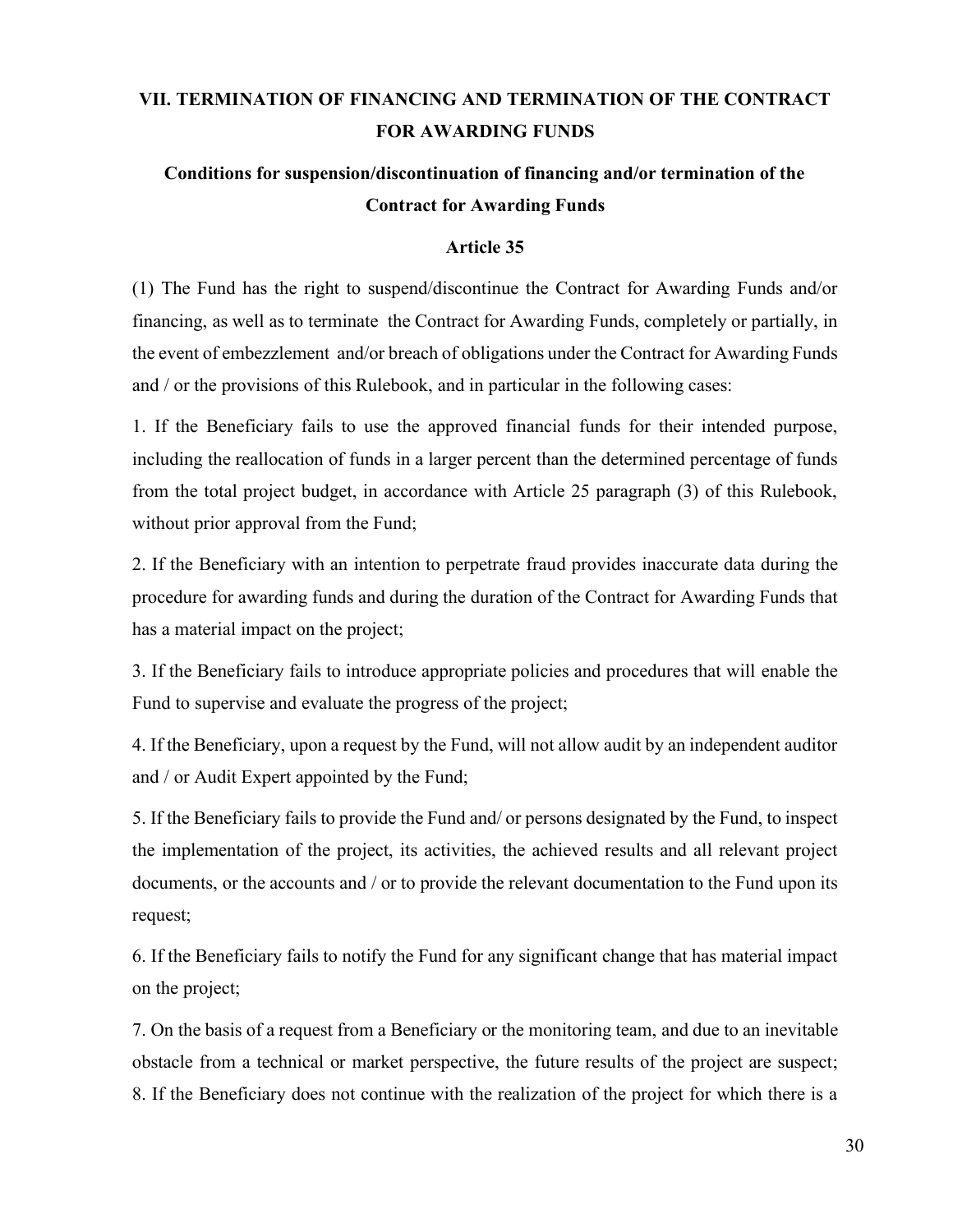## VII. TERMINATION OF FINANCING AND TERMINATION OF THE CONTRACT FOR AWARDING FUNDS

### Conditions for suspension/discontinuation of financing and/or termination of the Contract for Awarding Funds

#### Article 35

(1) The Fund has the right to suspend/discontinue the Contract for Awarding Funds and/or financing, as well as to terminate the Contract for Awarding Funds, completely or partially, in the event of embezzlement and/or breach of obligations under the Contract for Awarding Funds and / or the provisions of this Rulebook, and in particular in the following cases:

1. If the Beneficiary fails to use the approved financial funds for their intended purpose, including the reallocation of funds in a larger percent than the determined percentage of funds from the total project budget, in accordance with Article 25 paragraph (3) of this Rulebook, without prior approval from the Fund;

2. If the Beneficiary with an intention to perpetrate fraud provides inaccurate data during the procedure for awarding funds and during the duration of the Contract for Awarding Funds that has a material impact on the project;

3. If the Beneficiary fails to introduce appropriate policies and procedures that will enable the Fund to supervise and evaluate the progress of the project;

4. If the Beneficiary, upon a request by the Fund, will not allow audit by an independent auditor and / or Audit Expert appointed by the Fund;

5. If the Beneficiary fails to provide the Fund and/ or persons designated by the Fund, to inspect the implementation of the project, its activities, the achieved results and all relevant project documents, or the accounts and / or to provide the relevant documentation to the Fund upon its request;

6. If the Beneficiary fails to notify the Fund for any significant change that has material impact on the project;

7. On the basis of a request from a Beneficiary or the monitoring team, and due to an inevitable obstacle from a technical or market perspective, the future results of the project are suspect;

8. If the Beneficiary does not continue with the realization of the project for which there is a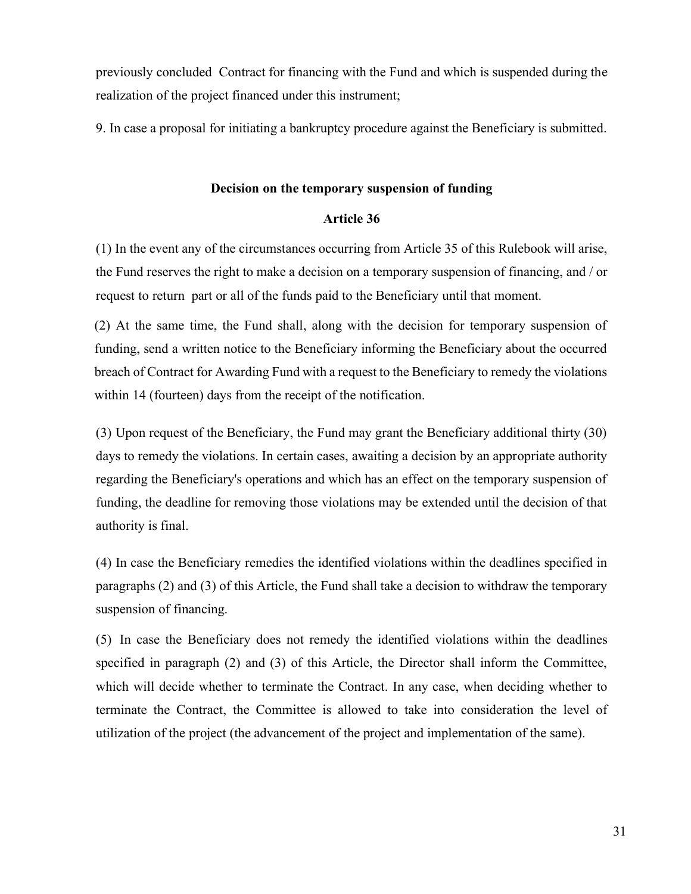previously concluded Contract for financing with the Fund and which is suspended during the realization of the project financed under this instrument;

9. In case a proposal for initiating a bankruptcy procedure against the Beneficiary is submitted.

**Decision on the temporary suspension of funding**

**Article 36**

(1) In the event any of the circumstances occurring from Article 35 of this Rulebook will arise, the Fund reserves the right to make a decision on a temporary suspension of financing, and / or request to return part or all of the funds paid to the Beneficiary until that moment.

(2) At the same time, the Fund shall, along with the decision for temporary suspension of funding, send a written notice to the Beneficiary informing the Beneficiary about the occurred breach of Contract for Awarding Fund with a request to the Beneficiary to remedy the violations within 14 (fourteen) days from the receipt of the notification.

(3) Upon request of the Beneficiary, the Fund may grant the Beneficiary additional thirty (30) days to remedy the violations. In certain cases, awaiting a decision by an appropriate authority regarding the Beneficiary's operations and which has an effect on the temporary suspension of funding, the deadline for removing those violations may be extended until the decision of that authority is final.

(4) In case the Beneficiary remedies the identified violations within the deadlines specified in paragraphs (2) and (3) of this Article, the Fund shall take a decision to withdraw the temporary suspension of financing.

(5) In case the Beneficiary does not remedy the identified violations within the deadlines specified in paragraph (2) and (3) of this Article, the Director shall inform the Committee, which will decide whether to terminate the Contract. In any case, when deciding whether to terminate the Contract, the Committee is allowed to take into consideration the level of utilization of the project (the advancement of the project and implementation of the same).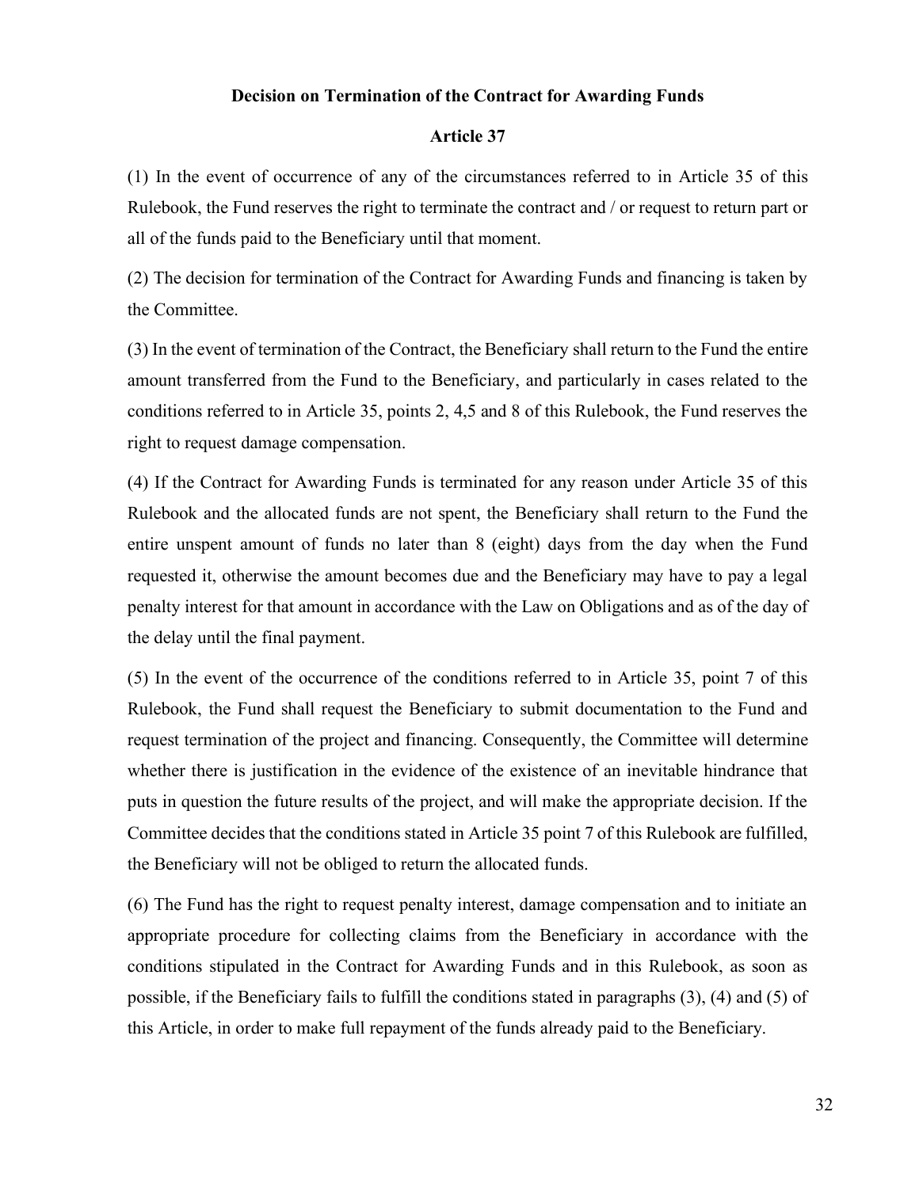**Decision on Termination of the Contract for Awarding Funds**

**Article 37**

(1) In the event of occurrence of any of the circumstances referred to in Article 35 of this Rulebook, the Fund reserves the right to terminate the contract and / or request to return part or all of the funds paid to the Beneficiary until that moment.

(2) The decision for termination of the Contract for Awarding Funds and financing is taken by the Committee.

(3) In the event of termination of the Contract, the Beneficiary shall return to the Fund the entire amount transferred from the Fund to the Beneficiary, and particularly in cases related to the conditions referred to in Article 35, points 2, 4,5 and 8 of this Rulebook, the Fund reserves the right to request damage compensation.

(4) If the Contract for Awarding Funds is terminated for any reason under Article 35 of this Rulebook and the allocated funds are not spent, the Beneficiary shall return to the Fund the entire unspent amount of funds no later than 8 (eight) days from the day when the Fund requested it, otherwise the amount becomes due and the Beneficiary may have to pay a legal penalty interest for that amount in accordance with the Law on Obligations and as of the day of the delay until the final payment.

(5) In the event of the occurrence of the conditions referred to in Article 35, point 7 of this Rulebook, the Fund shall request the Beneficiary to submit documentation to the Fund and request termination of the project and financing. Consequently, the Committee will determine whether there is justification in the evidence of the existence of an inevitable hindrance that puts in question the future results of the project, and will make the appropriate decision. If the Committee decides that the conditions stated in Article 35 point 7 of this Rulebook are fulfilled, the Beneficiary will not be obliged to return the allocated funds.

(6) The Fund has the right to request penalty interest, damage compensation and to initiate an appropriate procedure for collecting claims from the Beneficiary in accordance with the conditions stipulated in the Contract for Awarding Funds and in this Rulebook, as soon as possible, if the Beneficiary fails to fulfill the conditions stated in paragraphs (3), (4) and (5) of this Article, in order to make full repayment of the funds already paid to the Beneficiary.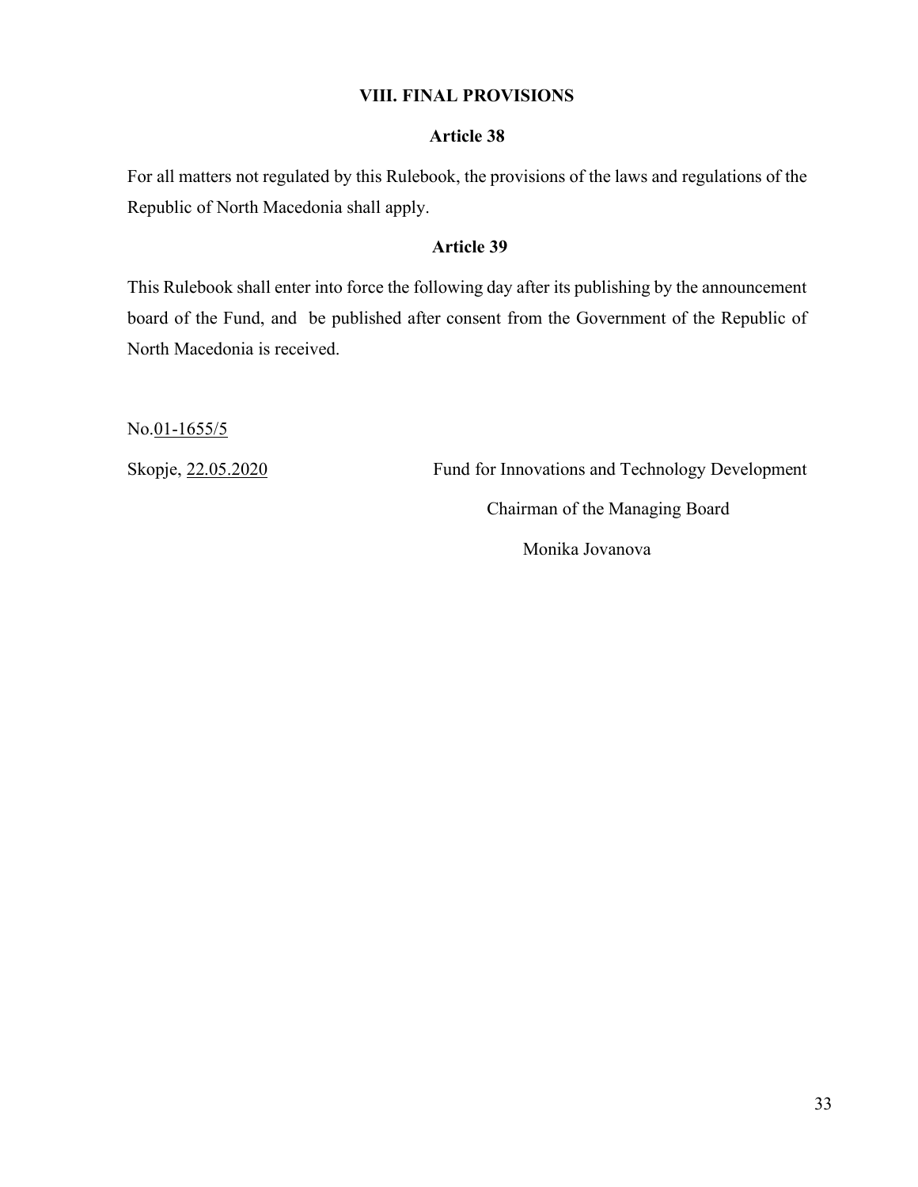## VIII. FINAL PROVISIONS

### Article 38

For all matters not regulated by this Rulebook, the provisions of the laws and regulations of the Republic of North Macedonia shall apply.

### Article 39

This Rulebook shall enter into force the following day after its publishing by the announcement board of the Fund, and be published after consent from the Government of the Republic of North Macedonia is received.

No.01-1655/5

Skopje, 22.05.2020

Fund for Innovations and Technology Development

Chairman of the Managing Board

Monika Jovanova